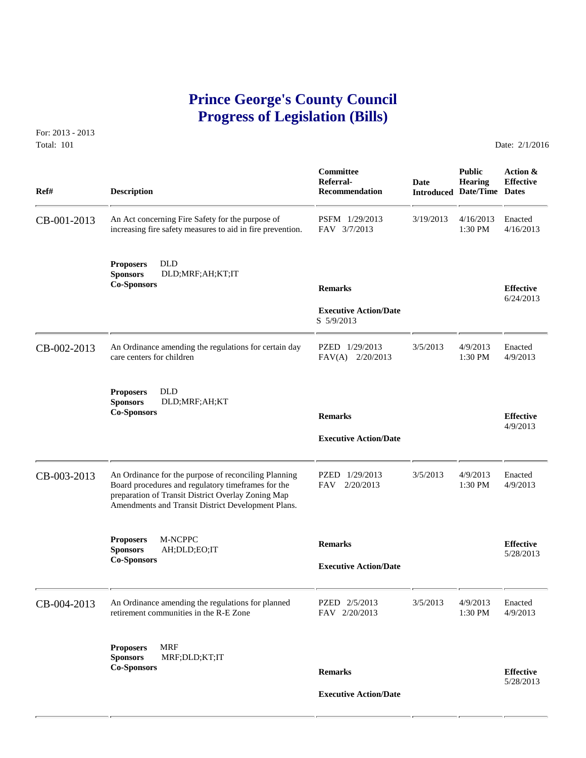# Prince George's County Council
# Progress of Legislation (Bills)

For: 2013 - 2013
Total: 101

Date: 2/1/2016

| Ref# | Description | Committee Referral-Recommendation | Date Introduced | Public Hearing Date/Time | Action & Effective Dates |
|---|---|---|---|---|---|
| CB-001-2013 | An Act concerning Fire Safety for the purpose of increasing fire safety measures to aid in fire prevention. | PSFM 1/29/2013<br>FAV 3/7/2013 | 3/19/2013 | 4/16/2013<br>1:30 PM | Enacted<br>4/16/2013 |
| | **Proposers** DLD<br>**Sponsors** DLD;MRF;AH;KT;IT<br>**Co-Sponsors** | **Remarks**<br><br>**Executive Action/Date**<br>S 5/9/2013 | | | **Effective**<br>6/24/2013 |
| CB-002-2013 | An Ordinance amending the regulations for certain day care centers for children | PZED 1/29/2013<br>FAV(A) 2/20/2013 | 3/5/2013 | 4/9/2013<br>1:30 PM | Enacted<br>4/9/2013 |
| | **Proposers** DLD<br>**Sponsors** DLD;MRF;AH;KT<br>**Co-Sponsors** | **Remarks**<br><br>**Executive Action/Date** | | | **Effective**<br>4/9/2013 |
| CB-003-2013 | An Ordinance for the purpose of reconciling Planning Board procedures and regulatory timeframes for the preparation of Transit District Overlay Zoning Map Amendments and Transit District Development Plans. | PZED 1/29/2013<br>FAV 2/20/2013 | 3/5/2013 | 4/9/2013<br>1:30 PM | Enacted<br>4/9/2013 |
| | **Proposers** M-NCPPC<br>**Sponsors** AH;DLD;EO;IT<br>**Co-Sponsors** | **Remarks**<br><br>**Executive Action/Date** | | | **Effective**<br>5/28/2013 |
| CB-004-2013 | An Ordinance amending the regulations for planned retirement communities in the R-E Zone | PZED 2/5/2013<br>FAV 2/20/2013 | 3/5/2013 | 4/9/2013<br>1:30 PM | Enacted<br>4/9/2013 |
| | **Proposers** MRF<br>**Sponsors** MRF;DLD;KT;IT<br>**Co-Sponsors** | **Remarks**<br><br>**Executive Action/Date** | | | **Effective**<br>5/28/2013 |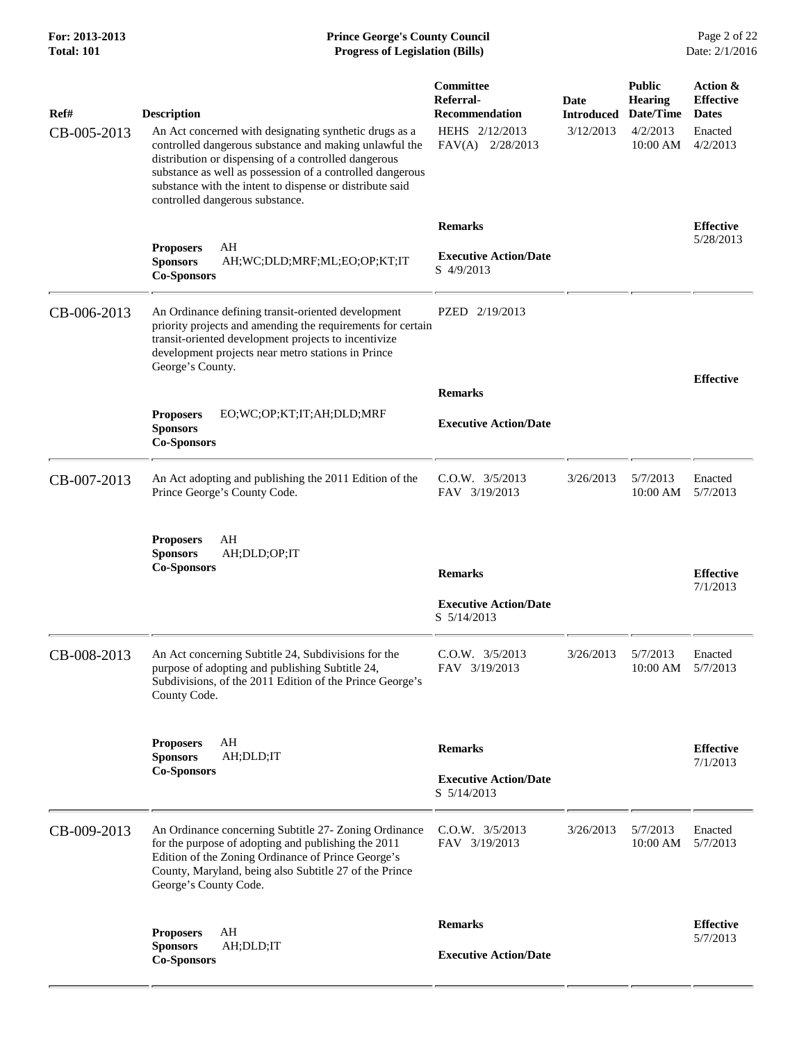| Ref# | Description | Committee Referral-Recommendation | Date Introduced | Public Hearing Date/Time | Action & Effective Dates |
|---|---|---|---|---|---|
| CB-005-2013 | An Act concerned with designating synthetic drugs as a controlled dangerous substance and making unlawful the distribution or dispensing of a controlled dangerous substance as well as possession of a controlled dangerous substance with the intent to dispense or distribute said controlled dangerous substance. | HEHS 2/12/2013<br>FAV(A) 2/28/2013 | 3/12/2013 | 4/2/2013<br>10:00 AM | Enacted<br>4/2/2013 |
| | **Proposers** AH<br>**Sponsors** AH;WC;DLD;MRF;ML;EO;OP;KT;IT<br>**Co-Sponsors** | **Remarks**<br><br>**Executive Action/Date**<br>S 4/9/2013 | | | **Effective**<br>5/28/2013 |
| CB-006-2013 | An Ordinance defining transit-oriented development priority projects and amending the requirements for certain transit-oriented development projects to incentivize development projects near metro stations in Prince George's County. | PZED 2/19/2013 | | | |
| | **Proposers** EO;WC;OP;KT;IT;AH;DLD;MRF<br>**Sponsors**<br>**Co-Sponsors** | **Remarks**<br><br>**Executive Action/Date** | | | **Effective** |
| CB-007-2013 | An Act adopting and publishing the 2011 Edition of the Prince George's County Code. | C.O.W. 3/5/2013<br>FAV 3/19/2013 | 3/26/2013 | 5/7/2013<br>10:00 AM | Enacted<br>5/7/2013 |
| | **Proposers** AH<br>**Sponsors** AH;DLD;OP;IT<br>**Co-Sponsors** | **Remarks**<br><br>**Executive Action/Date**<br>S 5/14/2013 | | | **Effective**<br>7/1/2013 |
| CB-008-2013 | An Act concerning Subtitle 24, Subdivisions for the purpose of adopting and publishing Subtitle 24, Subdivisions, of the 2011 Edition of the Prince George's County Code. | C.O.W. 3/5/2013<br>FAV 3/19/2013 | 3/26/2013 | 5/7/2013<br>10:00 AM | Enacted<br>5/7/2013 |
| | **Proposers** AH<br>**Sponsors** AH;DLD;IT<br>**Co-Sponsors** | **Remarks**<br><br>**Executive Action/Date**<br>S 5/14/2013 | | | **Effective**<br>7/1/2013 |
| CB-009-2013 | An Ordinance concerning Subtitle 27- Zoning Ordinance for the purpose of adopting and publishing the 2011 Edition of the Zoning Ordinance of Prince George's County, Maryland, being also Subtitle 27 of the Prince George's County Code. | C.O.W. 3/5/2013<br>FAV 3/19/2013 | 3/26/2013 | 5/7/2013<br>10:00 AM | Enacted<br>5/7/2013 |
| | **Proposers** AH<br>**Sponsors** AH;DLD;IT<br>**Co-Sponsors** | **Remarks**<br><br>**Executive Action/Date** | | | **Effective**<br>5/7/2013 |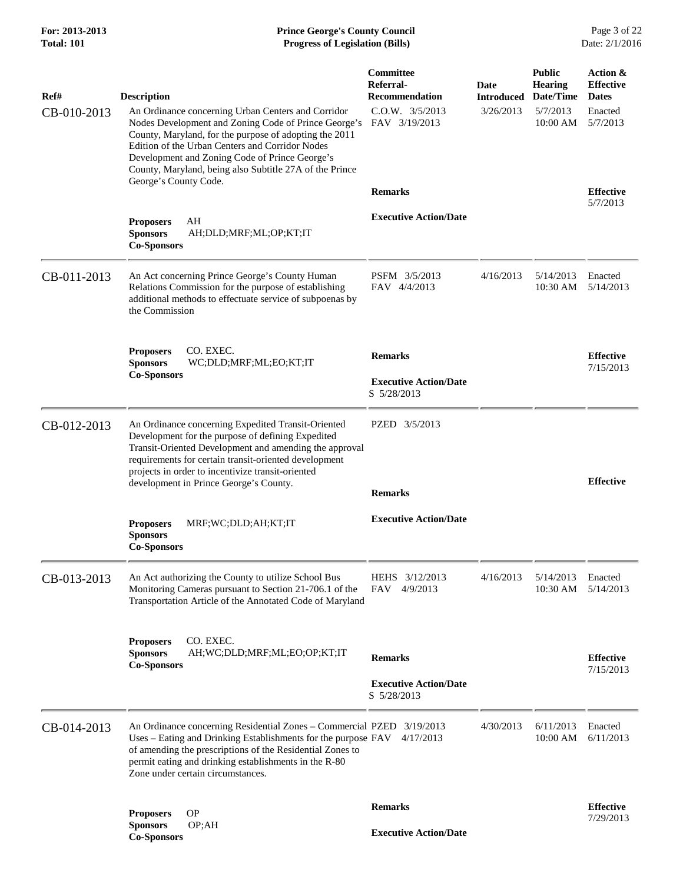| Ref# | Description | Committee Referral-Recommendation | Date Introduced | Public Hearing Date/Time | Action & Effective Dates |
|---|---|---|---|---|---|
| CB-010-2013 | An Ordinance concerning Urban Centers and Corridor Nodes Development and Zoning Code of Prince George's County, Maryland, for the purpose of adopting the 2011 Edition of the Urban Centers and Corridor Nodes Development and Zoning Code of Prince George's County, Maryland, being also Subtitle 27A of the Prince George's County Code. | C.O.W. 3/5/2013<br>FAV 3/19/2013 | 3/26/2013 | 5/7/2013<br>10:00 AM | Enacted<br>5/7/2013 |
| | **Proposers** AH<br>**Sponsors** AH;DLD;MRF;ML;OP;KT;IT<br>**Co-Sponsors** | **Remarks**<br><br>**Executive Action/Date** | | | **Effective**<br>5/7/2013 |
| CB-011-2013 | An Act concerning Prince George's County Human Relations Commission for the purpose of establishing additional methods to effectuate service of subpoenas by the Commission | PSFM 3/5/2013<br>FAV 4/4/2013 | 4/16/2013 | 5/14/2013<br>10:30 AM | Enacted<br>5/14/2013 |
| | **Proposers** CO. EXEC.<br>**Sponsors** WC;DLD;MRF;ML;EO;KT;IT<br>**Co-Sponsors** | **Remarks**<br><br>**Executive Action/Date**<br>S 5/28/2013 | | | **Effective**<br>7/15/2013 |
| CB-012-2013 | An Ordinance concerning Expedited Transit-Oriented Development for the purpose of defining Expedited Transit-Oriented Development and amending the approval requirements for certain transit-oriented development projects in order to incentivize transit-oriented development in Prince George's County. | PZED 3/5/2013 | | | |
| | **Proposers** MRF;WC;DLD;AH;KT;IT<br>**Sponsors**<br>**Co-Sponsors** | **Remarks**<br><br>**Executive Action/Date** | | | **Effective** |
| CB-013-2013 | An Act authorizing the County to utilize School Bus Monitoring Cameras pursuant to Section 21-706.1 of the Transportation Article of the Annotated Code of Maryland | HEHS 3/12/2013<br>FAV 4/9/2013 | 4/16/2013 | 5/14/2013<br>10:30 AM | Enacted<br>5/14/2013 |
| | **Proposers** CO. EXEC.<br>**Sponsors** AH;WC;DLD;MRF;ML;EO;OP;KT;IT<br>**Co-Sponsors** | **Remarks**<br><br>**Executive Action/Date**<br>S 5/28/2013 | | | **Effective**<br>7/15/2013 |
| CB-014-2013 | An Ordinance concerning Residential Zones – Commercial Uses – Eating and Drinking Establishments for the purpose of amending the prescriptions of the Residential Zones to permit eating and drinking establishments in the R-80 Zone under certain circumstances. | PZED 3/19/2013<br>FAV 4/17/2013 | 4/30/2013 | 6/11/2013<br>10:00 AM | Enacted<br>6/11/2013 |
| | **Proposers** OP<br>**Sponsors** OP;AH<br>**Co-Sponsors** | **Remarks**<br><br>**Executive Action/Date** | | | **Effective**<br>7/29/2013 |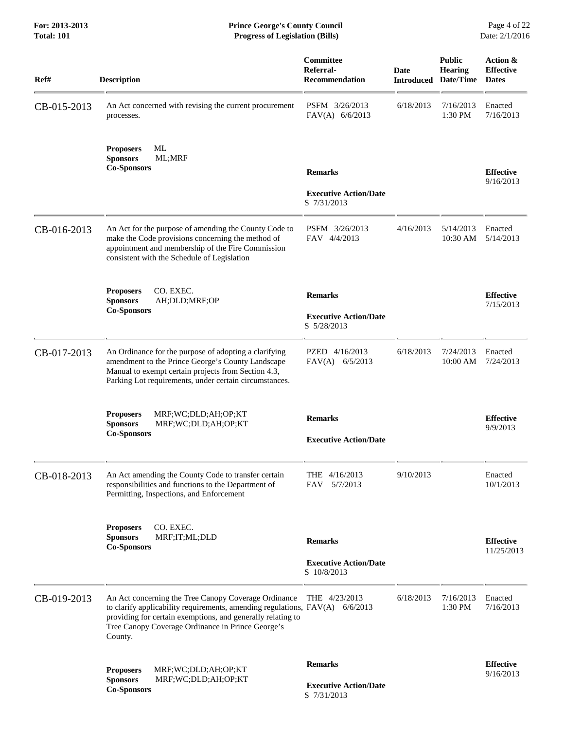| Ref# | Description | Committee Referral-Recommendation | Date Introduced | Public Hearing Date/Time | Action & Effective Dates |
|---|---|---|---|---|---|
| CB-015-2013 | An Act concerned with revising the current procurement processes.<br><br>**Proposers** ML<br>**Sponsors** ML;MRF<br>**Co-Sponsors** | PSFM 3/26/2013<br>FAV(A) 6/6/2013<br><br>**Remarks**<br><br>**Executive Action/Date**<br>S 7/31/2013 | 6/18/2013 | 7/16/2013<br>1:30 PM | Enacted<br>7/16/2013<br><br>**Effective**<br>9/16/2013 |
| CB-016-2013 | An Act for the purpose of amending the County Code to make the Code provisions concerning the method of appointment and membership of the Fire Commission consistent with the Schedule of Legislation<br><br>**Proposers** CO. EXEC.<br>**Sponsors** AH;DLD;MRF;OP<br>**Co-Sponsors** | PSFM 3/26/2013<br>FAV 4/4/2013<br><br>**Remarks**<br><br>**Executive Action/Date**<br>S 5/28/2013 | 4/16/2013 | 5/14/2013<br>10:30 AM | Enacted<br>5/14/2013<br><br>**Effective**<br>7/15/2013 |
| CB-017-2013 | An Ordinance for the purpose of adopting a clarifying amendment to the Prince George's County Landscape Manual to exempt certain projects from Section 4.3, Parking Lot requirements, under certain circumstances.<br><br>**Proposers** MRF;WC;DLD;AH;OP;KT<br>**Sponsors** MRF;WC;DLD;AH;OP;KT<br>**Co-Sponsors** | PZED 4/16/2013<br>FAV(A) 6/5/2013<br><br>**Remarks**<br><br>**Executive Action/Date** | 6/18/2013 | 7/24/2013<br>10:00 AM | Enacted<br>7/24/2013<br><br>**Effective**<br>9/9/2013 |
| CB-018-2013 | An Act amending the County Code to transfer certain responsibilities and functions to the Department of Permitting, Inspections, and Enforcement<br><br>**Proposers** CO. EXEC.<br>**Sponsors** MRF;IT;ML;DLD<br>**Co-Sponsors** | THE 4/16/2013<br>FAV 5/7/2013<br><br>**Remarks**<br><br>**Executive Action/Date**<br>S 10/8/2013 | 9/10/2013 | | Enacted<br>10/1/2013<br><br>**Effective**<br>11/25/2013 |
| CB-019-2013 | An Act concerning the Tree Canopy Coverage Ordinance to clarify applicability requirements, amending regulations, providing for certain exemptions, and generally relating to Tree Canopy Coverage Ordinance in Prince George's County.<br><br>**Proposers** MRF;WC;DLD;AH;OP;KT<br>**Sponsors** MRF;WC;DLD;AH;OP;KT<br>**Co-Sponsors** | THE 4/23/2013<br>FAV(A) 6/6/2013<br><br>**Remarks**<br><br>**Executive Action/Date**<br>S 7/31/2013 | 6/18/2013 | 7/16/2013<br>1:30 PM | Enacted<br>7/16/2013<br><br>**Effective**<br>9/16/2013 |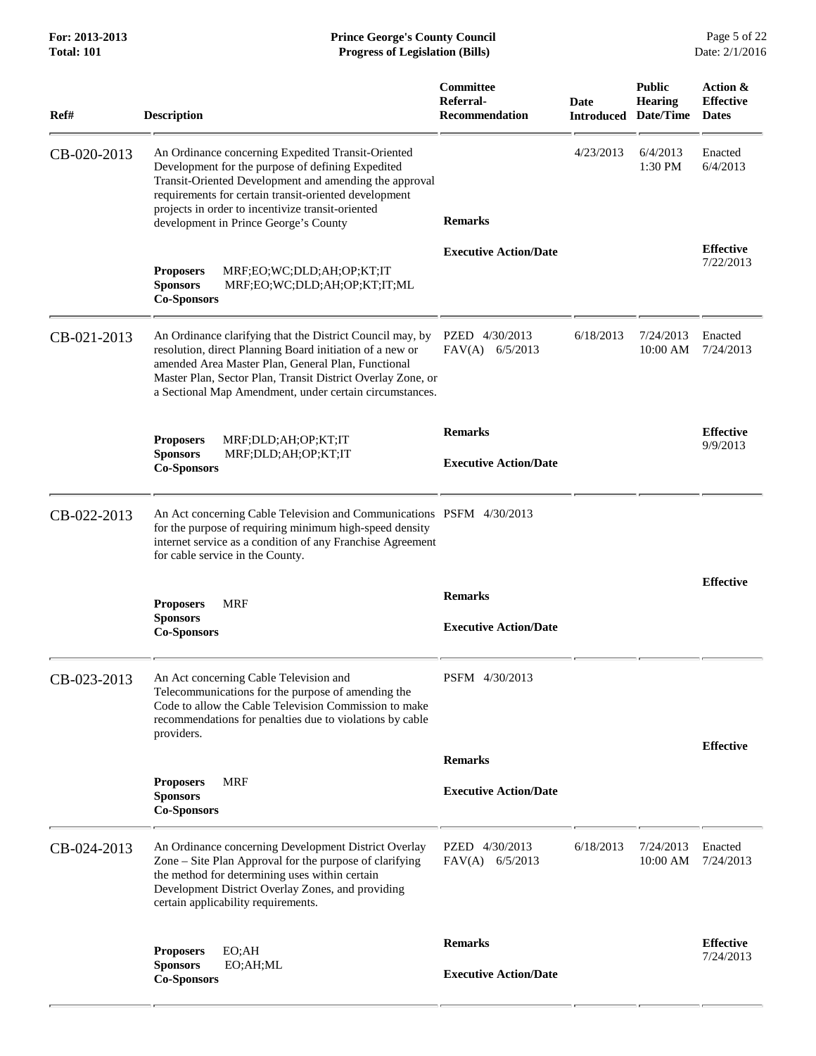| Ref# | Description | Committee Referral-Recommendation | Date Introduced | Public Hearing Date/Time | Action & Effective Dates |
|---|---|---|---|---|---|
| CB-020-2013 | An Ordinance concerning Expedited Transit-Oriented Development for the purpose of defining Expedited Transit-Oriented Development and amending the approval requirements for certain transit-oriented development projects in order to incentivize transit-oriented development in Prince George's County | | 4/23/2013 | 6/4/2013 1:30 PM | Enacted 6/4/2013 |
| | **Proposers** MRF;EO;WC;DLD;AH;OP;KT;IT **Sponsors** MRF;EO;WC;DLD;AH;OP;KT;IT;ML **Co-Sponsors** | **Remarks** **Executive Action/Date** | | | **Effective** 7/22/2013 |
| CB-021-2013 | An Ordinance clarifying that the District Council may, by resolution, direct Planning Board initiation of a new or amended Area Master Plan, General Plan, Functional Master Plan, Sector Plan, Transit District Overlay Zone, or a Sectional Map Amendment, under certain circumstances. | PZED 4/30/2013 FAV(A) 6/5/2013 | 6/18/2013 | 7/24/2013 10:00 AM | Enacted 7/24/2013 |
| | **Proposers** MRF;DLD;AH;OP;KT;IT **Sponsors** MRF;DLD;AH;OP;KT;IT **Co-Sponsors** | **Remarks** **Executive Action/Date** | | | **Effective** 9/9/2013 |
| CB-022-2013 | An Act concerning Cable Television and Communications for the purpose of requiring minimum high-speed density internet service as a condition of any Franchise Agreement for cable service in the County. | PSFM 4/30/2013 | | | |
| | **Proposers** MRF **Sponsors** **Co-Sponsors** | **Remarks** **Executive Action/Date** | | | **Effective** |
| CB-023-2013 | An Act concerning Cable Television and Telecommunications for the purpose of amending the Code to allow the Cable Television Commission to make recommendations for penalties due to violations by cable providers. | PSFM 4/30/2013 | | | |
| | **Proposers** MRF **Sponsors** **Co-Sponsors** | **Remarks** **Executive Action/Date** | | | **Effective** |
| CB-024-2013 | An Ordinance concerning Development District Overlay Zone – Site Plan Approval for the purpose of clarifying the method for determining uses within certain Development District Overlay Zones, and providing certain applicability requirements. | PZED 4/30/2013 FAV(A) 6/5/2013 | 6/18/2013 | 7/24/2013 10:00 AM | Enacted 7/24/2013 |
| | **Proposers** EO;AH **Sponsors** EO;AH;ML **Co-Sponsors** | **Remarks** **Executive Action/Date** | | | **Effective** 7/24/2013 |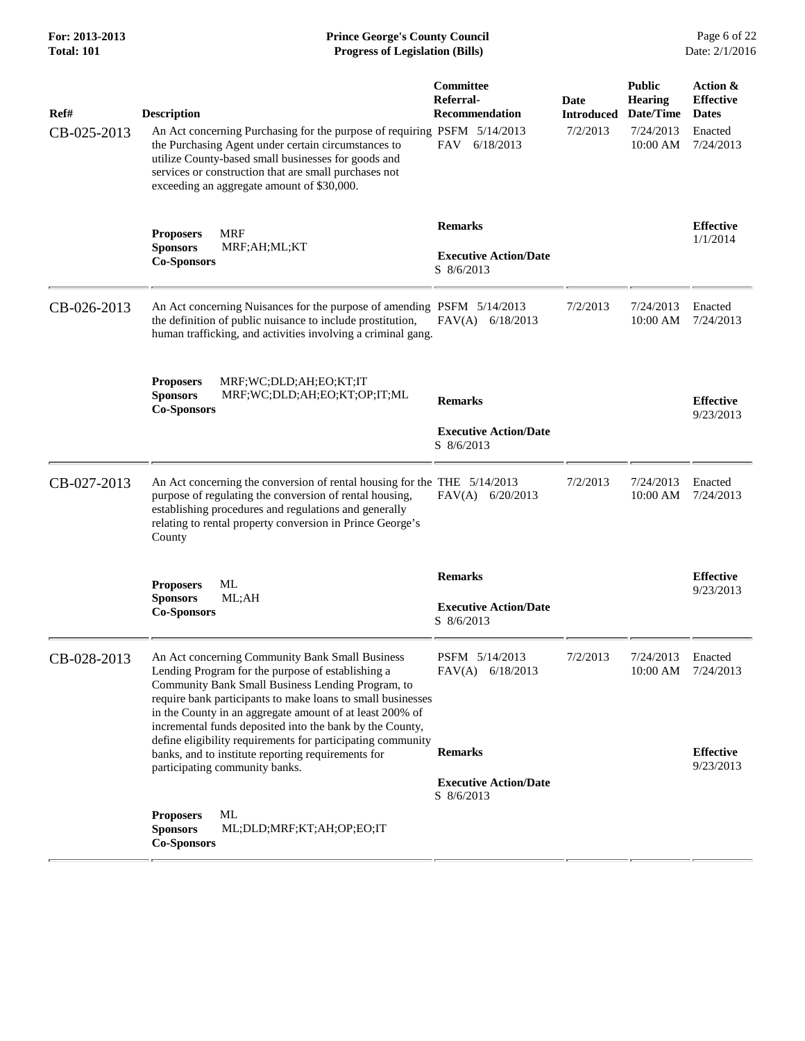| Ref# | Description | Committee Referral-Recommendation | Date Introduced | Public Hearing Date/Time | Action & Effective Dates |
|---|---|---|---|---|---|
| CB-025-2013 | An Act concerning Purchasing for the purpose of requiring the Purchasing Agent under certain circumstances to utilize County-based small businesses for goods and services or construction that are small purchases not exceeding an aggregate amount of $30,000. | PSFM 5/14/2013<br>FAV 6/18/2013 | 7/2/2013 | 7/24/2013<br>10:00 AM | Enacted<br>7/24/2013 |
| | **Proposers** MRF<br>**Sponsors** MRF;AH;ML;KT<br>**Co-Sponsors** | **Remarks**<br><br>**Executive Action/Date**<br>S 8/6/2013 | | | **Effective**<br>1/1/2014 |
| CB-026-2013 | An Act concerning Nuisances for the purpose of amending the definition of public nuisance to include prostitution, human trafficking, and activities involving a criminal gang. | PSFM 5/14/2013<br>FAV(A) 6/18/2013 | 7/2/2013 | 7/24/2013<br>10:00 AM | Enacted<br>7/24/2013 |
| | **Proposers** MRF;WC;DLD;AH;EO;KT;IT<br>**Sponsors** MRF;WC;DLD;AH;EO;KT;OP;IT;ML<br>**Co-Sponsors** | **Remarks**<br><br>**Executive Action/Date**<br>S 8/6/2013 | | | **Effective**<br>9/23/2013 |
| CB-027-2013 | An Act concerning the conversion of rental housing for the purpose of regulating the conversion of rental housing, establishing procedures and regulations and generally relating to rental property conversion in Prince George's County | THE 5/14/2013<br>FAV(A) 6/20/2013 | 7/2/2013 | 7/24/2013<br>10:00 AM | Enacted<br>7/24/2013 |
| | **Proposers** ML<br>**Sponsors** ML;AH<br>**Co-Sponsors** | **Remarks**<br><br>**Executive Action/Date**<br>S 8/6/2013 | | | **Effective**<br>9/23/2013 |
| CB-028-2013 | An Act concerning Community Bank Small Business Lending Program for the purpose of establishing a Community Bank Small Business Lending Program, to require bank participants to make loans to small businesses in the County in an aggregate amount of at least 200% of incremental funds deposited into the bank by the County, define eligibility requirements for participating community banks, and to institute reporting requirements for participating community banks. | PSFM 5/14/2013<br>FAV(A) 6/18/2013 | 7/2/2013 | 7/24/2013<br>10:00 AM | Enacted<br>7/24/2013 |
| | **Proposers** ML<br>**Sponsors** ML;DLD;MRF;KT;AH;OP;EO;IT<br>**Co-Sponsors** | **Remarks**<br><br>**Executive Action/Date**<br>S 8/6/2013 | | | **Effective**<br>9/23/2013 |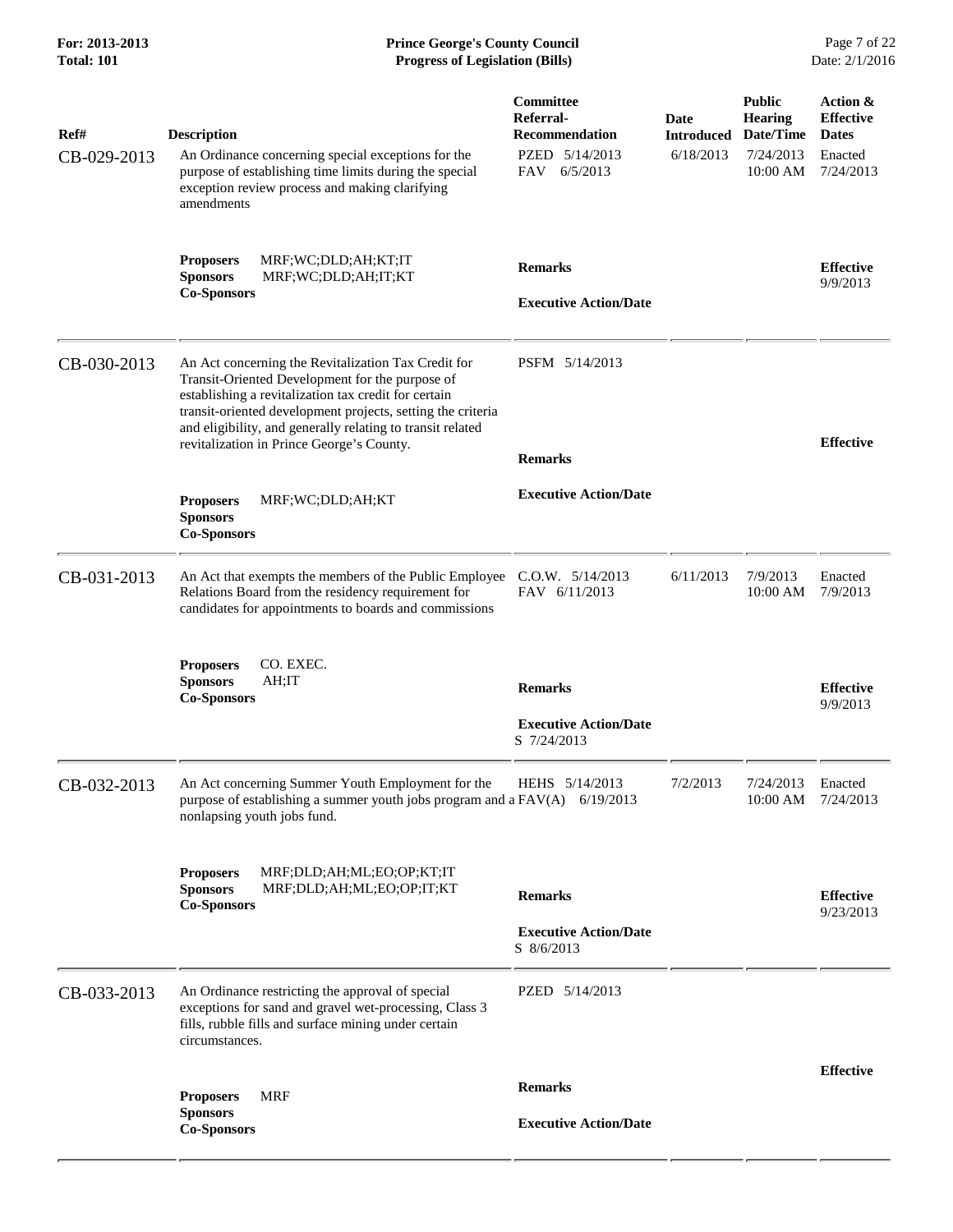| Ref# | Description | Committee Referral-Recommendation | Date Introduced | Public Hearing Date/Time | Action & Effective Dates |
|---|---|---|---|---|---|
| CB-029-2013 | An Ordinance concerning special exceptions for the purpose of establishing time limits during the special exception review process and making clarifying amendments | PZED 5/14/2013<br>FAV 6/5/2013 | 6/18/2013 | 7/24/2013 10:00 AM | Enacted 7/24/2013 |
| | **Proposers** MRF;WC;DLD;AH;KT;IT<br>**Sponsors** MRF;WC;DLD;AH;IT;KT<br>**Co-Sponsors** | **Remarks**<br><br>**Executive Action/Date** | | | **Effective** 9/9/2013 |
| CB-030-2013 | An Act concerning the Revitalization Tax Credit for Transit-Oriented Development for the purpose of establishing a revitalization tax credit for certain transit-oriented development projects, setting the criteria and eligibility, and generally relating to transit related revitalization in Prince George's County. | PSFM 5/14/2013 | | | |
| | **Proposers** MRF;WC;DLD;AH;KT<br>**Sponsors**<br>**Co-Sponsors** | **Remarks**<br><br>**Executive Action/Date** | | | **Effective** |
| CB-031-2013 | An Act that exempts the members of the Public Employee Relations Board from the residency requirement for candidates for appointments to boards and commissions | C.O.W. 5/14/2013<br>FAV 6/11/2013 | 6/11/2013 | 7/9/2013 10:00 AM | Enacted 7/9/2013 |
| | **Proposers** CO. EXEC.<br>**Sponsors** AH;IT<br>**Co-Sponsors** | **Remarks**<br><br>**Executive Action/Date**<br>S 7/24/2013 | | | **Effective** 9/9/2013 |
| CB-032-2013 | An Act concerning Summer Youth Employment for the purpose of establishing a summer youth jobs program and a nonlapsing youth jobs fund. | HEHS 5/14/2013<br>FAV(A) 6/19/2013 | 7/2/2013 | 7/24/2013 10:00 AM | Enacted 7/24/2013 |
| | **Proposers** MRF;DLD;AH;ML;EO;OP;KT;IT<br>**Sponsors** MRF;DLD;AH;ML;EO;OP;IT;KT<br>**Co-Sponsors** | **Remarks**<br><br>**Executive Action/Date**<br>S 8/6/2013 | | | **Effective** 9/23/2013 |
| CB-033-2013 | An Ordinance restricting the approval of special exceptions for sand and gravel wet-processing, Class 3 fills, rubble fills and surface mining under certain circumstances. | PZED 5/14/2013 | | | |
| | **Proposers** MRF<br>**Sponsors**<br>**Co-Sponsors** | **Remarks**<br><br>**Executive Action/Date** | | | **Effective** |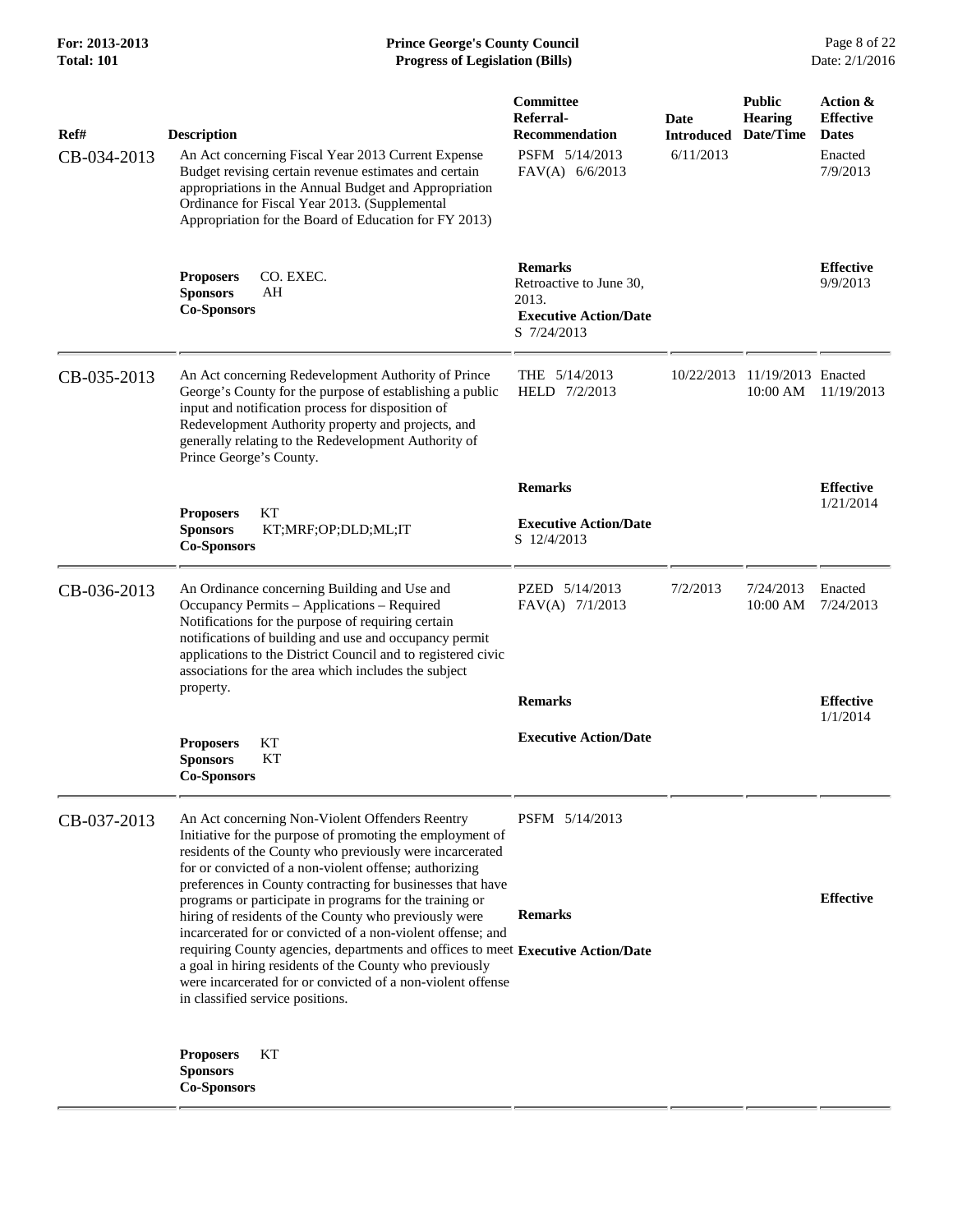| Ref# | Description | Committee Referral-Recommendation | Date Introduced | Public Hearing Date/Time | Action & Effective Dates |
|---|---|---|---|---|---|
| CB-034-2013 | An Act concerning Fiscal Year 2013 Current Expense Budget revising certain revenue estimates and certain appropriations in the Annual Budget and Appropriation Ordinance for Fiscal Year 2013. (Supplemental Appropriation for the Board of Education for FY 2013) | PSFM 5/14/2013<br>FAV(A) 6/6/2013 | 6/11/2013 | | Enacted 7/9/2013 |
| | **Proposers** CO. EXEC.<br>**Sponsors** AH<br>**Co-Sponsors** | **Remarks**<br>Retroactive to June 30, 2013.<br>**Executive Action/Date**<br>S 7/24/2013 | | | **Effective**<br>9/9/2013 |
| CB-035-2013 | An Act concerning Redevelopment Authority of Prince George's County for the purpose of establishing a public input and notification process for disposition of Redevelopment Authority property and projects, and generally relating to the Redevelopment Authority of Prince George's County. | THE 5/14/2013<br>HELD 7/2/2013 | 10/22/2013 | 11/19/2013 10:00 AM | Enacted 11/19/2013 |
| | **Proposers** KT<br>**Sponsors** KT;MRF;OP;DLD;ML;IT<br>**Co-Sponsors** | **Remarks**<br>**Executive Action/Date**<br>S 12/4/2013 | | | **Effective**<br>1/21/2014 |
| CB-036-2013 | An Ordinance concerning Building and Use and Occupancy Permits – Applications – Required Notifications for the purpose of requiring certain notifications of building and use and occupancy permit applications to the District Council and to registered civic associations for the area which includes the subject property. | PZED 5/14/2013<br>FAV(A) 7/1/2013 | 7/2/2013 | 7/24/2013 10:00 AM | Enacted 7/24/2013 |
| | **Proposers** KT<br>**Sponsors** KT<br>**Co-Sponsors** | **Remarks**<br>**Executive Action/Date** | | | **Effective**<br>1/1/2014 |
| CB-037-2013 | An Act concerning Non-Violent Offenders Reentry Initiative for the purpose of promoting the employment of residents of the County who previously were incarcerated for or convicted of a non-violent offense; authorizing preferences in County contracting for businesses that have programs or participate in programs for the training or hiring of residents of the County who previously were incarcerated for or convicted of a non-violent offense; and requiring County agencies, departments and offices to meet a goal in hiring residents of the County who previously were incarcerated for or convicted of a non-violent offense in classified service positions. | PSFM 5/14/2013 | | | |
| | **Proposers** KT<br>**Sponsors**<br>**Co-Sponsors** | **Remarks**<br>**Executive Action/Date** | | | **Effective** |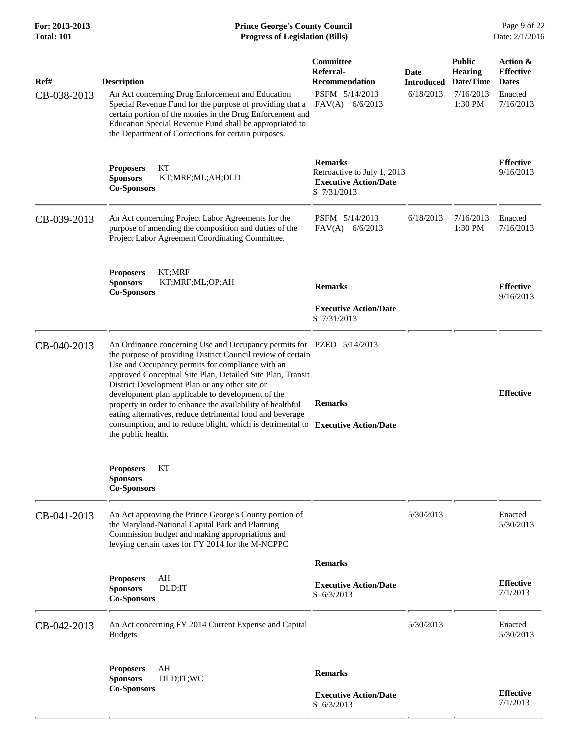| Ref# | Description | Committee Referral-Recommendation | Date Introduced | Public Hearing Date/Time | Action & Effective Dates |
|---|---|---|---|---|---|
| CB-038-2013 | An Act concerning Drug Enforcement and Education Special Revenue Fund for the purpose of providing that a certain portion of the monies in the Drug Enforcement and Education Special Revenue Fund shall be appropriated to the Department of Corrections for certain purposes. | PSFM 5/14/2013<br>FAV(A) 6/6/2013 | 6/18/2013 | 7/16/2013 1:30 PM | Enacted 7/16/2013 |
| | **Proposers** KT<br>**Sponsors** KT;MRF;ML;AH;DLD<br>**Co-Sponsors** | **Remarks**<br>Retroactive to July 1, 2013<br>**Executive Action/Date**<br>S 7/31/2013 | | | **Effective**<br>9/16/2013 |
| CB-039-2013 | An Act concerning Project Labor Agreements for the purpose of amending the composition and duties of the Project Labor Agreement Coordinating Committee. | PSFM 5/14/2013<br>FAV(A) 6/6/2013 | 6/18/2013 | 7/16/2013 1:30 PM | Enacted 7/16/2013 |
| | **Proposers** KT;MRF<br>**Sponsors** KT;MRF;ML;OP;AH<br>**Co-Sponsors** | **Remarks**<br>**Executive Action/Date**<br>S 7/31/2013 | | | **Effective**<br>9/16/2013 |
| CB-040-2013 | An Ordinance concerning Use and Occupancy permits for the purpose of providing District Council review of certain Use and Occupancy permits for compliance with an approved Conceptual Site Plan, Detailed Site Plan, Transit District Development Plan or any other site or development plan applicable to development of the property in order to enhance the availability of healthful eating alternatives, reduce detrimental food and beverage consumption, and to reduce blight, which is detrimental to the public health. | PZED 5/14/2013<br>**Remarks**<br>**Executive Action/Date** | | | **Effective** |
| | **Proposers** KT<br>**Sponsors**<br>**Co-Sponsors** | | | | |
| CB-041-2013 | An Act approving the Prince George's County portion of the Maryland-National Capital Park and Planning Commission budget and making appropriations and levying certain taxes for FY 2014 for the M-NCPPC | | 5/30/2013 | | Enacted 5/30/2013 |
| | **Proposers** AH<br>**Sponsors** DLD;IT<br>**Co-Sponsors** | **Remarks**<br>**Executive Action/Date**<br>S 6/3/2013 | | | **Effective**<br>7/1/2013 |
| CB-042-2013 | An Act concerning FY 2014 Current Expense and Capital Budgets | | 5/30/2013 | | Enacted 5/30/2013 |
| | **Proposers** AH<br>**Sponsors** DLD;IT;WC<br>**Co-Sponsors** | **Remarks**<br>**Executive Action/Date**<br>S 6/3/2013 | | | **Effective**<br>7/1/2013 |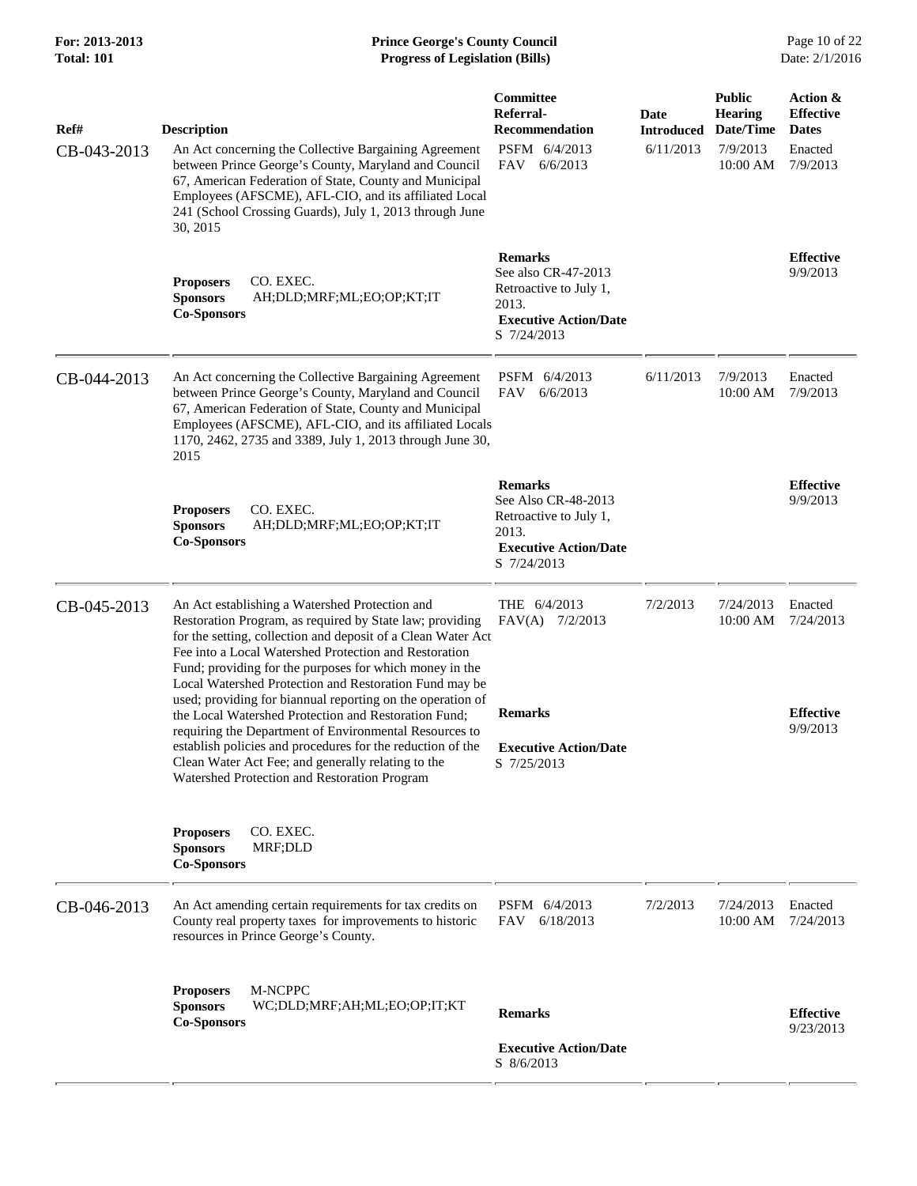| Ref# | Description | Committee Referral-Recommendation | Date Introduced | Public Hearing Date/Time | Action & Effective Dates |
|---|---|---|---|---|---|
| CB-043-2013 | An Act concerning the Collective Bargaining Agreement between Prince George's County, Maryland and Council 67, American Federation of State, County and Municipal Employees (AFSCME), AFL-CIO, and its affiliated Local 241 (School Crossing Guards), July 1, 2013 through June 30, 2015 | PSFM 6/4/2013<br>FAV 6/6/2013 | 6/11/2013 | 7/9/2013<br>10:00 AM | Enacted<br>7/9/2013 |
| | **Proposers** CO. EXEC.<br>**Sponsors** AH;DLD;MRF;ML;EO;OP;KT;IT<br>**Co-Sponsors** | **Remarks**<br>See also CR-47-2013<br>Retroactive to July 1, 2013.<br>**Executive Action/Date**<br>S 7/24/2013 | | | **Effective**<br>9/9/2013 |
| CB-044-2013 | An Act concerning the Collective Bargaining Agreement between Prince George's County, Maryland and Council 67, American Federation of State, County and Municipal Employees (AFSCME), AFL-CIO, and its affiliated Locals 1170, 2462, 2735 and 3389, July 1, 2013 through June 30, 2015 | PSFM 6/4/2013<br>FAV 6/6/2013 | 6/11/2013 | 7/9/2013<br>10:00 AM | Enacted<br>7/9/2013 |
| | **Proposers** CO. EXEC.<br>**Sponsors** AH;DLD;MRF;ML;EO;OP;KT;IT<br>**Co-Sponsors** | **Remarks**<br>See Also CR-48-2013<br>Retroactive to July 1, 2013.<br>**Executive Action/Date**<br>S 7/24/2013 | | | **Effective**<br>9/9/2013 |
| CB-045-2013 | An Act establishing a Watershed Protection and Restoration Program, as required by State law; providing for the setting, collection and deposit of a Clean Water Act Fee into a Local Watershed Protection and Restoration Fund; providing for the purposes for which money in the Local Watershed Protection and Restoration Fund may be used; providing for biannual reporting on the operation of the Local Watershed Protection and Restoration Fund; requiring the Department of Environmental Resources to establish policies and procedures for the reduction of the Clean Water Act Fee; and generally relating to the Watershed Protection and Restoration Program | THE 6/4/2013<br>FAV(A) 7/2/2013 | 7/2/2013 | 7/24/2013<br>10:00 AM | Enacted<br>7/24/2013 |
| | **Proposers** CO. EXEC.<br>**Sponsors** MRF;DLD<br>**Co-Sponsors** | **Remarks**<br>**Executive Action/Date**<br>S 7/25/2013 | | | **Effective**<br>9/9/2013 |
| CB-046-2013 | An Act amending certain requirements for tax credits on County real property taxes for improvements to historic resources in Prince George's County. | PSFM 6/4/2013<br>FAV 6/18/2013 | 7/2/2013 | 7/24/2013<br>10:00 AM | Enacted<br>7/24/2013 |
| | **Proposers** M-NCPPC<br>**Sponsors** WC;DLD;MRF;AH;ML;EO;OP;IT;KT<br>**Co-Sponsors** | **Remarks**<br>**Executive Action/Date**<br>S 8/6/2013 | | | **Effective**<br>9/23/2013 |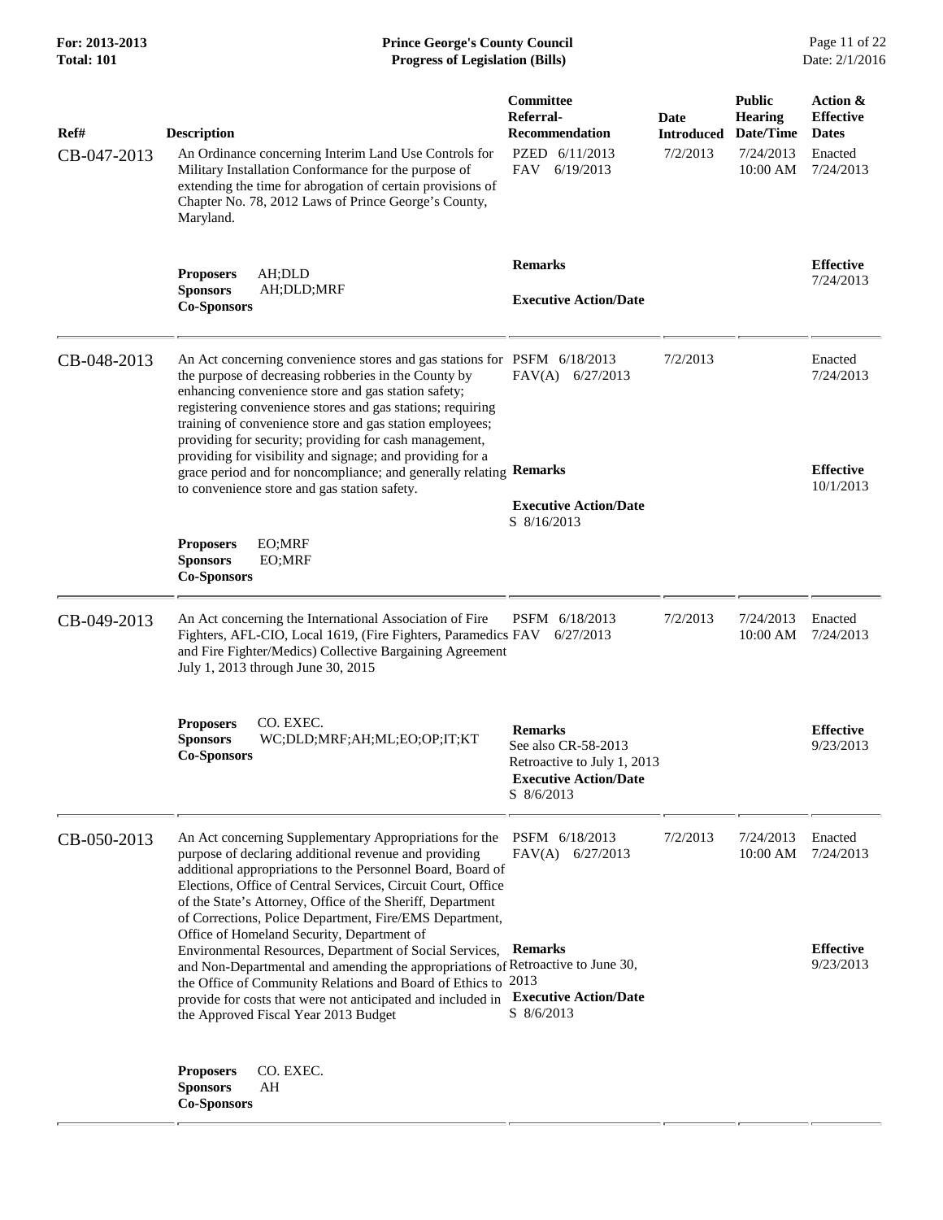| Ref# | Description | Committee Referral-Recommendation | Date Introduced | Public Hearing Date/Time | Action & Effective Dates |
|---|---|---|---|---|---|
| CB-047-2013 | An Ordinance concerning Interim Land Use Controls for Military Installation Conformance for the purpose of extending the time for abrogation of certain provisions of Chapter No. 78, 2012 Laws of Prince George's County, Maryland. | PZED 6/11/2013<br>FAV 6/19/2013 | 7/2/2013 | 7/24/2013 10:00 AM | Enacted 7/24/2013 |
| | **Proposers** AH;DLD<br>**Sponsors** AH;DLD;MRF<br>**Co-Sponsors** | **Remarks**<br><br>**Executive Action/Date** | | | **Effective** 7/24/2013 |
| CB-048-2013 | An Act concerning convenience stores and gas stations for the purpose of decreasing robberies in the County by enhancing convenience store and gas station safety; registering convenience stores and gas stations; requiring training of convenience store and gas station employees; providing for security; providing for cash management, providing for visibility and signage; and providing for a grace period and for noncompliance; and generally relating to convenience store and gas station safety. | PSFM 6/18/2013<br>FAV(A) 6/27/2013 | 7/2/2013 | | Enacted 7/24/2013 |
| | **Proposers** EO;MRF<br>**Sponsors** EO;MRF<br>**Co-Sponsors** | **Remarks**<br><br>**Executive Action/Date**<br>S 8/16/2013 | | | **Effective** 10/1/2013 |
| CB-049-2013 | An Act concerning the International Association of Fire Fighters, AFL-CIO, Local 1619, (Fire Fighters, Paramedics and Fire Fighter/Medics) Collective Bargaining Agreement July 1, 2013 through June 30, 2015 | PSFM 6/18/2013<br>FAV 6/27/2013 | 7/2/2013 | 7/24/2013 10:00 AM | Enacted 7/24/2013 |
| | **Proposers** CO. EXEC.<br>**Sponsors** WC;DLD;MRF;AH;ML;EO;OP;IT;KT<br>**Co-Sponsors** | **Remarks**<br>See also CR-58-2013<br>Retroactive to July 1, 2013<br>**Executive Action/Date**<br>S 8/6/2013 | | | **Effective** 9/23/2013 |
| CB-050-2013 | An Act concerning Supplementary Appropriations for the purpose of declaring additional revenue and providing additional appropriations to the Personnel Board, Board of Elections, Office of Central Services, Circuit Court, Office of the State's Attorney, Office of the Sheriff, Department of Corrections, Police Department, Fire/EMS Department, Office of Homeland Security, Department of Environmental Resources, Department of Social Services, and Non-Departmental and amending the appropriations of the Office of Community Relations and Board of Ethics to provide for costs that were not anticipated and included in the Approved Fiscal Year 2013 Budget | PSFM 6/18/2013<br>FAV(A) 6/27/2013 | 7/2/2013 | 7/24/2013 10:00 AM | Enacted 7/24/2013 |
| | **Proposers** CO. EXEC.<br>**Sponsors** AH<br>**Co-Sponsors** | **Remarks**<br>Retroactive to June 30, 2013<br>**Executive Action/Date**<br>S 8/6/2013 | | | **Effective** 9/23/2013 |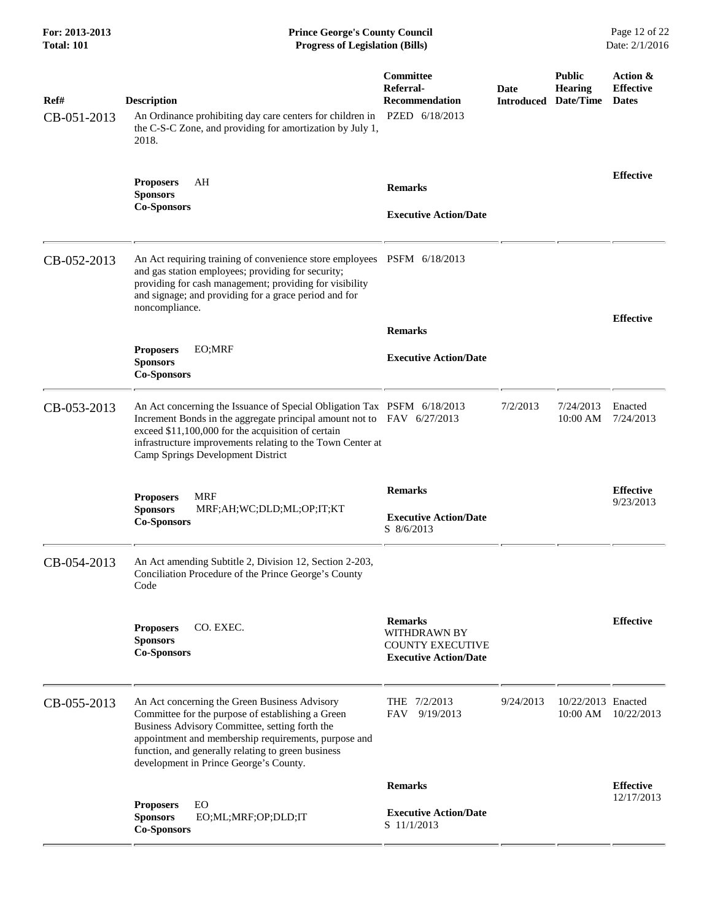| Ref# | Description | Committee Referral-Recommendation | Date Introduced | Public Hearing Date/Time | Action & Effective Dates |
|---|---|---|---|---|---|
| CB-051-2013 | An Ordinance prohibiting day care centers for children in the C-S-C Zone, and providing for amortization by July 1, 2018. | PZED 6/18/2013 | | | |
| | **Proposers** AH<br>**Sponsors**<br>**Co-Sponsors** | **Remarks**<br><br>**Executive Action/Date** | | | **Effective** |
| CB-052-2013 | An Act requiring training of convenience store employees and gas station employees; providing for security; providing for cash management; providing for visibility and signage; and providing for a grace period and for noncompliance. | PSFM 6/18/2013 | | | |
| | **Proposers** EO;MRF<br>**Sponsors**<br>**Co-Sponsors** | **Remarks**<br><br>**Executive Action/Date** | | | **Effective** |
| CB-053-2013 | An Act concerning the Issuance of Special Obligation Tax Increment Bonds in the aggregate principal amount not to exceed $11,100,000 for the acquisition of certain infrastructure improvements relating to the Town Center at Camp Springs Development District | PSFM 6/18/2013<br>FAV 6/27/2013 | 7/2/2013 | 7/24/2013 10:00 AM | Enacted 7/24/2013 |
| | **Proposers** MRF<br>**Sponsors** MRF;AH;WC;DLD;ML;OP;IT;KT<br>**Co-Sponsors** | **Remarks**<br><br>**Executive Action/Date**<br>S 8/6/2013 | | | **Effective** 9/23/2013 |
| CB-054-2013 | An Act amending Subtitle 2, Division 12, Section 2-203, Conciliation Procedure of the Prince George's County Code | | | | |
| | **Proposers** CO. EXEC.<br>**Sponsors**<br>**Co-Sponsors** | **Remarks**<br>WITHDRAWN BY COUNTY EXECUTIVE<br>**Executive Action/Date** | | | **Effective** |
| CB-055-2013 | An Act concerning the Green Business Advisory Committee for the purpose of establishing a Green Business Advisory Committee, setting forth the appointment and membership requirements, purpose and function, and generally relating to green business development in Prince George's County. | THE 7/2/2013<br>FAV 9/19/2013 | 9/24/2013 | 10/22/2013 10:00 AM | Enacted 10/22/2013 |
| | **Proposers** EO<br>**Sponsors** EO;ML;MRF;OP;DLD;IT<br>**Co-Sponsors** | **Remarks**<br><br>**Executive Action/Date**<br>S 11/1/2013 | | | **Effective** 12/17/2013 |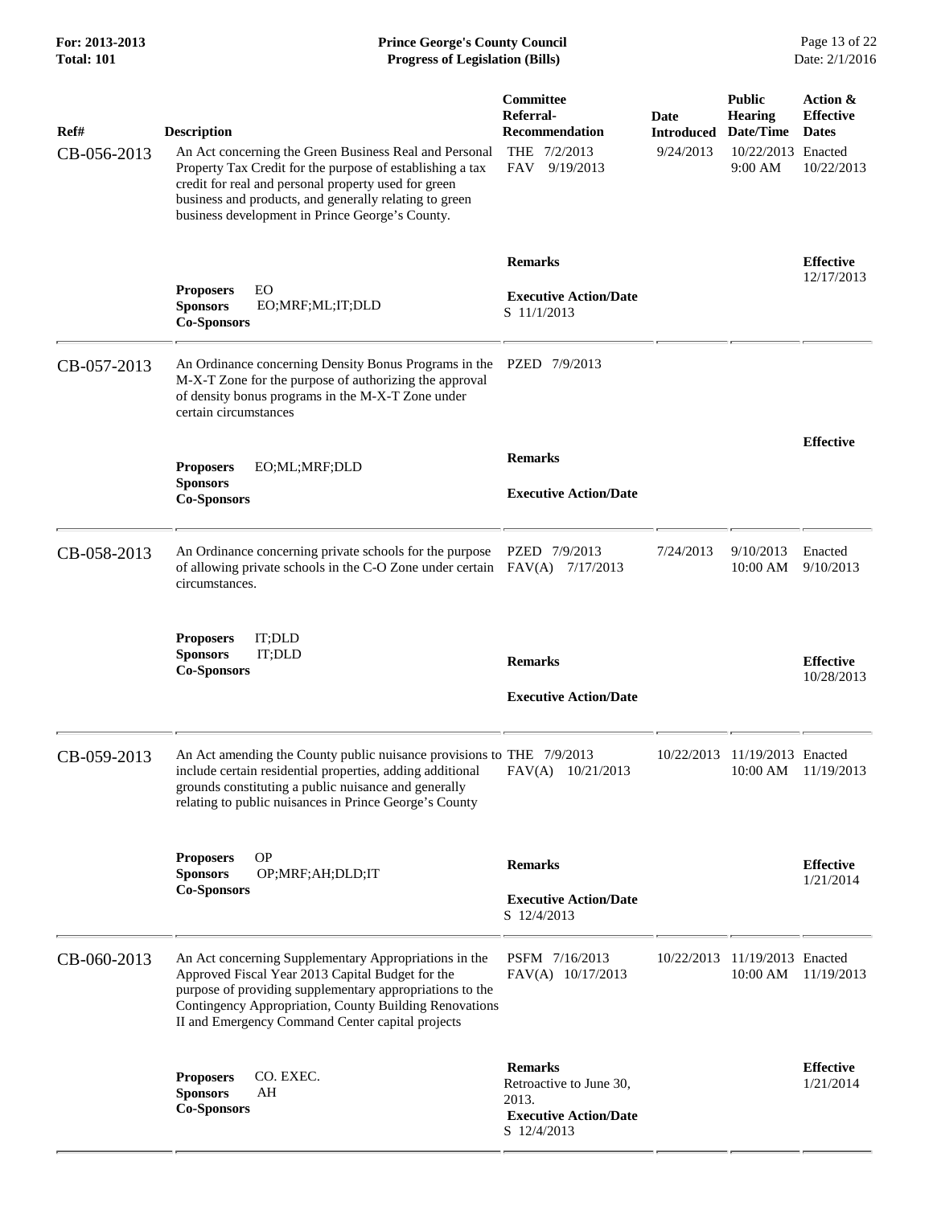| Ref# | Description | Committee Referral-Recommendation | Date Introduced | Public Hearing Date/Time | Action & Effective Dates |
|---|---|---|---|---|---|
| CB-056-2013 | An Act concerning the Green Business Real and Personal Property Tax Credit for the purpose of establishing a tax credit for real and personal property used for green business and products, and generally relating to green business development in Prince George's County. | THE 7/2/2013<br>FAV 9/19/2013 | 9/24/2013 | 10/22/2013<br>9:00 AM | Enacted<br>10/22/2013 |
| | **Proposers** EO<br>**Sponsors** EO;MRF;ML;IT;DLD<br>**Co-Sponsors** | **Remarks**<br><br>**Executive Action/Date**<br>S 11/1/2013 | | | **Effective**<br>12/17/2013 |
| CB-057-2013 | An Ordinance concerning Density Bonus Programs in the M-X-T Zone for the purpose of authorizing the approval of density bonus programs in the M-X-T Zone under certain circumstances | PZED 7/9/2013 | | | |
| | **Proposers** EO;ML;MRF;DLD<br>**Sponsors**<br>**Co-Sponsors** | **Remarks**<br><br>**Executive Action/Date** | | | **Effective** |
| CB-058-2013 | An Ordinance concerning private schools for the purpose of allowing private schools in the C-O Zone under certain circumstances. | PZED 7/9/2013<br>FAV(A) 7/17/2013 | 7/24/2013 | 9/10/2013<br>10:00 AM | Enacted<br>9/10/2013 |
| | **Proposers** IT;DLD<br>**Sponsors** IT;DLD<br>**Co-Sponsors** | **Remarks**<br><br>**Executive Action/Date** | | | **Effective**<br>10/28/2013 |
| CB-059-2013 | An Act amending the County public nuisance provisions to include certain residential properties, adding additional grounds constituting a public nuisance and generally relating to public nuisances in Prince George's County | THE 7/9/2013<br>FAV(A) 10/21/2013 | 10/22/2013 | 11/19/2013<br>10:00 AM | Enacted<br>11/19/2013 |
| | **Proposers** OP<br>**Sponsors** OP;MRF;AH;DLD;IT<br>**Co-Sponsors** | **Remarks**<br><br>**Executive Action/Date**<br>S 12/4/2013 | | | **Effective**<br>1/21/2014 |
| CB-060-2013 | An Act concerning Supplementary Appropriations in the Approved Fiscal Year 2013 Capital Budget for the purpose of providing supplementary appropriations to the Contingency Appropriation, County Building Renovations II and Emergency Command Center capital projects | PSFM 7/16/2013<br>FAV(A) 10/17/2013 | 10/22/2013 | 11/19/2013<br>10:00 AM | Enacted<br>11/19/2013 |
| | **Proposers** CO. EXEC.<br>**Sponsors** AH<br>**Co-Sponsors** | **Remarks**<br>Retroactive to June 30, 2013.<br>**Executive Action/Date**<br>S 12/4/2013 | | | **Effective**<br>1/21/2014 |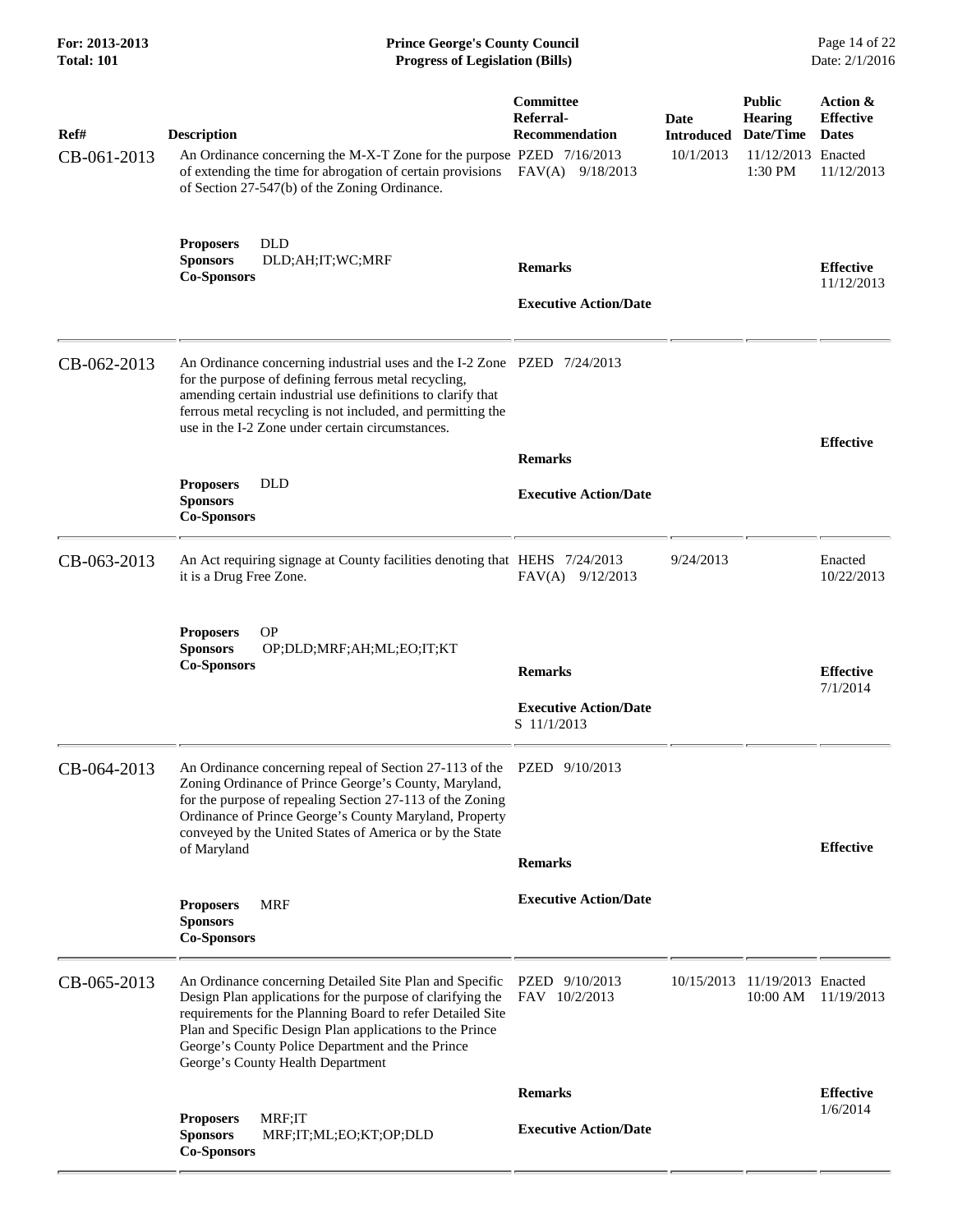| Ref# | Description | Committee Referral-Recommendation | Date Introduced | Public Hearing Date/Time | Action & Effective Dates |
|---|---|---|---|---|---|
| CB-061-2013 | An Ordinance concerning the M-X-T Zone for the purpose of extending the time for abrogation of certain provisions of Section 27-547(b) of the Zoning Ordinance. | PZED 7/16/2013<br>FAV(A) 9/18/2013 | 10/1/2013 | 11/12/2013 1:30 PM | Enacted 11/12/2013 |
| | **Proposers** DLD<br>**Sponsors** DLD;AH;IT;WC;MRF<br>**Co-Sponsors** | **Remarks**<br><br>**Executive Action/Date** | | | **Effective** 11/12/2013 |
| CB-062-2013 | An Ordinance concerning industrial uses and the I-2 Zone for the purpose of defining ferrous metal recycling, amending certain industrial use definitions to clarify that ferrous metal recycling is not included, and permitting the use in the I-2 Zone under certain circumstances. | PZED 7/24/2013 | | | |
| | **Proposers** DLD<br>**Sponsors**<br>**Co-Sponsors** | **Remarks**<br><br>**Executive Action/Date** | | | **Effective** |
| CB-063-2013 | An Act requiring signage at County facilities denoting that it is a Drug Free Zone. | HEHS 7/24/2013<br>FAV(A) 9/12/2013 | 9/24/2013 | | Enacted 10/22/2013 |
| | **Proposers** OP<br>**Sponsors** OP;DLD;MRF;AH;ML;EO;IT;KT<br>**Co-Sponsors** | **Remarks**<br><br>**Executive Action/Date**<br>S 11/1/2013 | | | **Effective** 7/1/2014 |
| CB-064-2013 | An Ordinance concerning repeal of Section 27-113 of the Zoning Ordinance of Prince George's County, Maryland, for the purpose of repealing Section 27-113 of the Zoning Ordinance of Prince George's County Maryland, Property conveyed by the United States of America or by the State of Maryland | PZED 9/10/2013 | | | |
| | **Proposers** MRF<br>**Sponsors**<br>**Co-Sponsors** | **Remarks**<br><br>**Executive Action/Date** | | | **Effective** |
| CB-065-2013 | An Ordinance concerning Detailed Site Plan and Specific Design Plan applications for the purpose of clarifying the requirements for the Planning Board to refer Detailed Site Plan and Specific Design Plan applications to the Prince George's County Police Department and the Prince George's County Health Department | PZED 9/10/2013<br>FAV 10/2/2013 | 10/15/2013 | 11/19/2013 10:00 AM | Enacted 11/19/2013 |
| | **Proposers** MRF;IT<br>**Sponsors** MRF;IT;ML;EO;KT;OP;DLD<br>**Co-Sponsors** | **Remarks**<br><br>**Executive Action/Date** | | | **Effective** 1/6/2014 |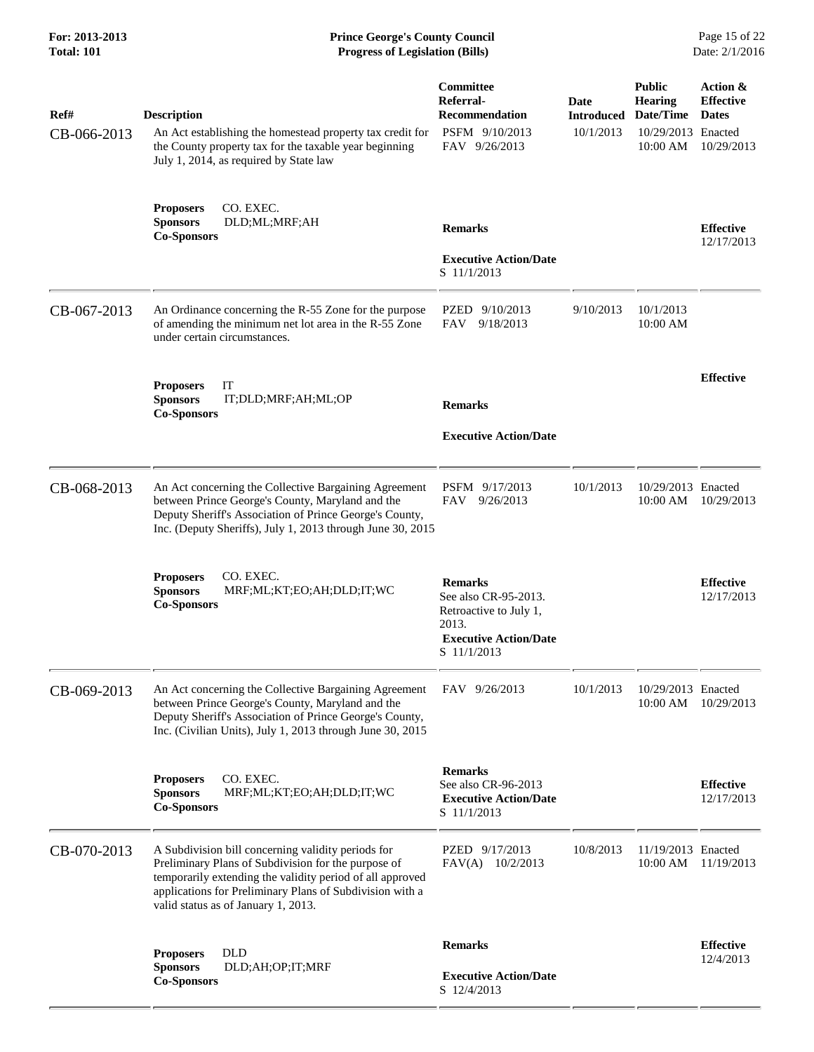| Ref# | Description | Committee Referral-Recommendation | Date Introduced | Public Hearing Date/Time | Action & Effective Dates |
|---|---|---|---|---|---|
| CB-066-2013 | An Act establishing the homestead property tax credit for the County property tax for the taxable year beginning July 1, 2014, as required by State law | PSFM 9/10/2013<br>FAV 9/26/2013 | 10/1/2013 | 10/29/2013<br>10:00 AM | Enacted<br>10/29/2013 |
| | **Proposers** CO. EXEC.<br>**Sponsors** DLD;ML;MRF;AH<br>**Co-Sponsors** | **Remarks**<br><br>**Executive Action/Date**<br>S 11/1/2013 | | | **Effective**<br>12/17/2013 |
| CB-067-2013 | An Ordinance concerning the R-55 Zone for the purpose of amending the minimum net lot area in the R-55 Zone under certain circumstances. | PZED 9/10/2013<br>FAV 9/18/2013 | 9/10/2013 | 10/1/2013<br>10:00 AM | |
| | **Proposers** IT<br>**Sponsors** IT;DLD;MRF;AH;ML;OP<br>**Co-Sponsors** | **Remarks**<br><br>**Executive Action/Date** | | | **Effective** |
| CB-068-2013 | An Act concerning the Collective Bargaining Agreement between Prince George's County, Maryland and the Deputy Sheriff's Association of Prince George's County, Inc. (Deputy Sheriffs), July 1, 2013 through June 30, 2015 | PSFM 9/17/2013<br>FAV 9/26/2013 | 10/1/2013 | 10/29/2013<br>10:00 AM | Enacted<br>10/29/2013 |
| | **Proposers** CO. EXEC.<br>**Sponsors** MRF;ML;KT;EO;AH;DLD;IT;WC<br>**Co-Sponsors** | **Remarks**<br>See also CR-95-2013. Retroactive to July 1, 2013.<br>**Executive Action/Date**<br>S 11/1/2013 | | | **Effective**<br>12/17/2013 |
| CB-069-2013 | An Act concerning the Collective Bargaining Agreement between Prince George's County, Maryland and the Deputy Sheriff's Association of Prince George's County, Inc. (Civilian Units), July 1, 2013 through June 30, 2015 | FAV 9/26/2013 | 10/1/2013 | 10/29/2013<br>10:00 AM | Enacted<br>10/29/2013 |
| | **Proposers** CO. EXEC.<br>**Sponsors** MRF;ML;KT;EO;AH;DLD;IT;WC<br>**Co-Sponsors** | **Remarks**<br>See also CR-96-2013<br>**Executive Action/Date**<br>S 11/1/2013 | | | **Effective**<br>12/17/2013 |
| CB-070-2013 | A Subdivision bill concerning validity periods for Preliminary Plans of Subdivision for the purpose of temporarily extending the validity period of all approved applications for Preliminary Plans of Subdivision with a valid status as of January 1, 2013. | PZED 9/17/2013<br>FAV(A) 10/2/2013 | 10/8/2013 | 11/19/2013<br>10:00 AM | Enacted<br>11/19/2013 |
| | **Proposers** DLD<br>**Sponsors** DLD;AH;OP;IT;MRF<br>**Co-Sponsors** | **Remarks**<br><br>**Executive Action/Date**<br>S 12/4/2013 | | | **Effective**<br>12/4/2013 |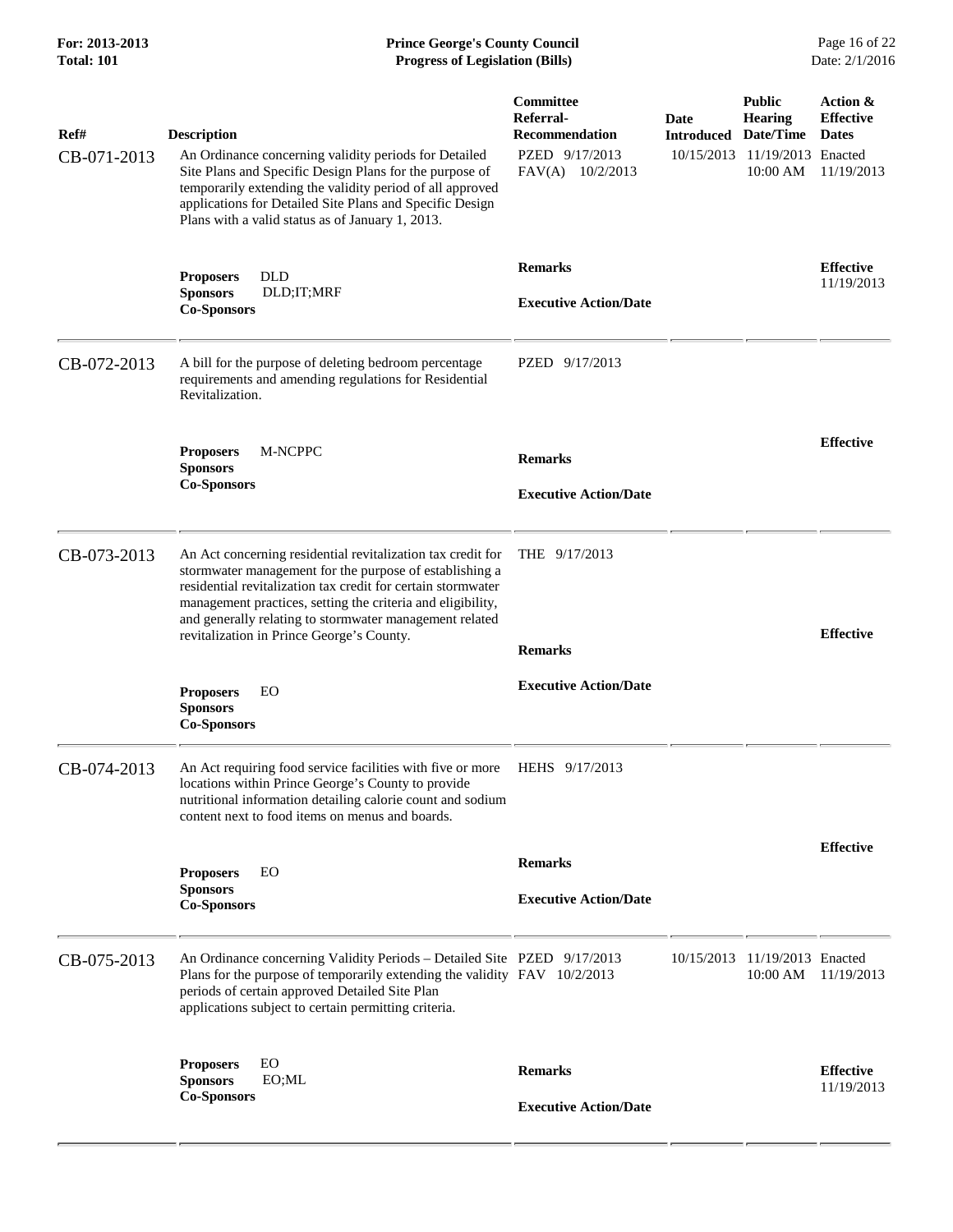| Ref# | Description | Committee Referral-Recommendation | Date Introduced | Public Hearing Date/Time | Action & Effective Dates |
|---|---|---|---|---|---|
| CB-071-2013 | An Ordinance concerning validity periods for Detailed Site Plans and Specific Design Plans for the purpose of temporarily extending the validity period of all approved applications for Detailed Site Plans and Specific Design Plans with a valid status as of January 1, 2013. | PZED 9/17/2013<br>FAV(A) 10/2/2013 | 10/15/2013 | 11/19/2013 10:00 AM | Enacted 11/19/2013 |
| | **Proposers** DLD<br>**Sponsors** DLD;IT;MRF<br>**Co-Sponsors** | **Remarks**<br><br>**Executive Action/Date** | | | **Effective** 11/19/2013 |
| CB-072-2013 | A bill for the purpose of deleting bedroom percentage requirements and amending regulations for Residential Revitalization. | PZED 9/17/2013 | | | |
| | **Proposers** M-NCPPC<br>**Sponsors**<br>**Co-Sponsors** | **Remarks**<br><br>**Executive Action/Date** | | | **Effective** |
| CB-073-2013 | An Act concerning residential revitalization tax credit for stormwater management for the purpose of establishing a residential revitalization tax credit for certain stormwater management practices, setting the criteria and eligibility, and generally relating to stormwater management related revitalization in Prince George's County. | THE 9/17/2013 | | | |
| | **Proposers** EO<br>**Sponsors**<br>**Co-Sponsors** | **Remarks**<br><br>**Executive Action/Date** | | | **Effective** |
| CB-074-2013 | An Act requiring food service facilities with five or more locations within Prince George's County to provide nutritional information detailing calorie count and sodium content next to food items on menus and boards. | HEHS 9/17/2013 | | | |
| | **Proposers** EO<br>**Sponsors**<br>**Co-Sponsors** | **Remarks**<br><br>**Executive Action/Date** | | | **Effective** |
| CB-075-2013 | An Ordinance concerning Validity Periods – Detailed Site Plans for the purpose of temporarily extending the validity periods of certain approved Detailed Site Plan applications subject to certain permitting criteria. | PZED 9/17/2013<br>FAV 10/2/2013 | 10/15/2013 | 11/19/2013 10:00 AM | Enacted 11/19/2013 |
| | **Proposers** EO<br>**Sponsors** EO;ML<br>**Co-Sponsors** | **Remarks**<br><br>**Executive Action/Date** | | | **Effective** 11/19/2013 |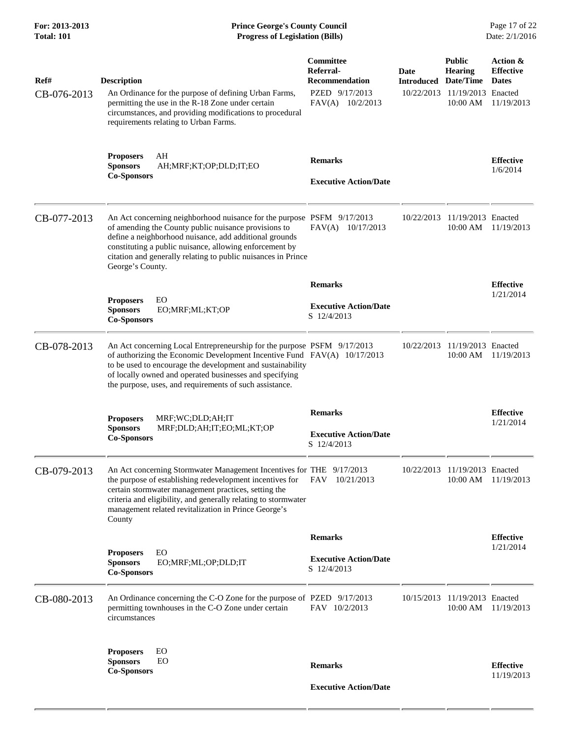| Ref# | Description | Committee Referral-Recommendation | Date Introduced | Public Hearing Date/Time | Action & Effective Dates |
|---|---|---|---|---|---|
| CB-076-2013 | An Ordinance for the purpose of defining Urban Farms, permitting the use in the R-18 Zone under certain circumstances, and providing modifications to procedural requirements relating to Urban Farms. | PZED 9/17/2013<br>FAV(A) 10/2/2013 | 10/22/2013 | 11/19/2013<br>10:00 AM | Enacted<br>11/19/2013 |
| | **Proposers** AH<br>**Sponsors** AH;MRF;KT;OP;DLD;IT;EO<br>**Co-Sponsors** | **Remarks**<br><br>**Executive Action/Date** | | | **Effective**<br>1/6/2014 |
| CB-077-2013 | An Act concerning neighborhood nuisance for the purpose of amending the County public nuisance provisions to define a neighborhood nuisance, add additional grounds constituting a public nuisance, allowing enforcement by citation and generally relating to public nuisances in Prince George's County. | PSFM 9/17/2013<br>FAV(A) 10/17/2013 | 10/22/2013 | 11/19/2013<br>10:00 AM | Enacted<br>11/19/2013 |
| | **Proposers** EO<br>**Sponsors** EO;MRF;ML;KT;OP<br>**Co-Sponsors** | **Remarks**<br><br>**Executive Action/Date**<br>S 12/4/2013 | | | **Effective**<br>1/21/2014 |
| CB-078-2013 | An Act concerning Local Entrepreneurship for the purpose of authorizing the Economic Development Incentive Fund to be used to encourage the development and sustainability of locally owned and operated businesses and specifying the purpose, uses, and requirements of such assistance. | PSFM 9/17/2013<br>FAV(A) 10/17/2013 | 10/22/2013 | 11/19/2013<br>10:00 AM | Enacted<br>11/19/2013 |
| | **Proposers** MRF;WC;DLD;AH;IT<br>**Sponsors** MRF;DLD;AH;IT;EO;ML;KT;OP<br>**Co-Sponsors** | **Remarks**<br><br>**Executive Action/Date**<br>S 12/4/2013 | | | **Effective**<br>1/21/2014 |
| CB-079-2013 | An Act concerning Stormwater Management Incentives for the purpose of establishing redevelopment incentives for certain stormwater management practices, setting the criteria and eligibility, and generally relating to stormwater management related revitalization in Prince George's County | THE 9/17/2013<br>FAV 10/21/2013 | 10/22/2013 | 11/19/2013<br>10:00 AM | Enacted<br>11/19/2013 |
| | **Proposers** EO<br>**Sponsors** EO;MRF;ML;OP;DLD;IT<br>**Co-Sponsors** | **Remarks**<br><br>**Executive Action/Date**<br>S 12/4/2013 | | | **Effective**<br>1/21/2014 |
| CB-080-2013 | An Ordinance concerning the C-O Zone for the purpose of permitting townhouses in the C-O Zone under certain circumstances | PZED 9/17/2013<br>FAV 10/2/2013 | 10/15/2013 | 11/19/2013<br>10:00 AM | Enacted<br>11/19/2013 |
| | **Proposers** EO<br>**Sponsors** EO<br>**Co-Sponsors** | **Remarks**<br><br>**Executive Action/Date** | | | **Effective**<br>11/19/2013 |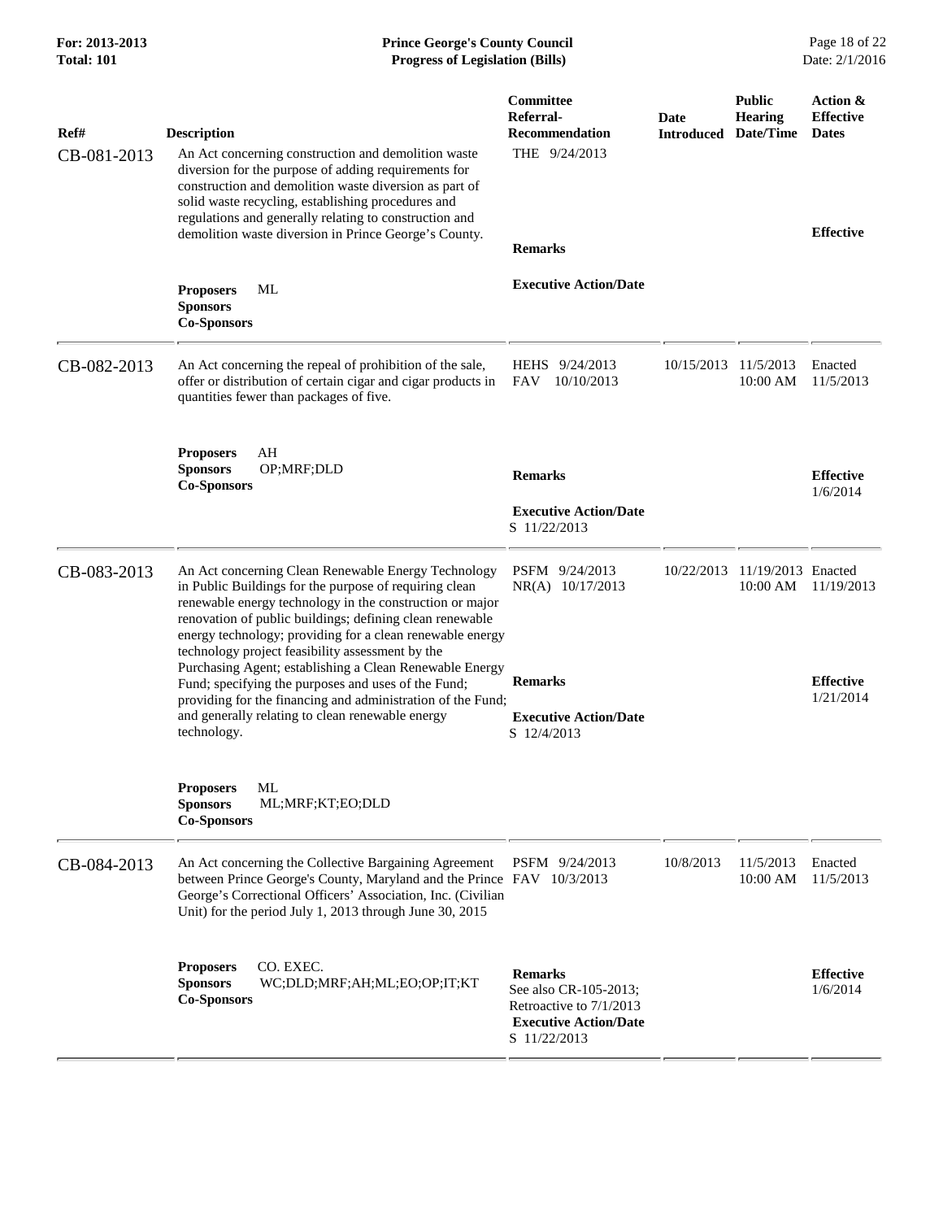| Ref# | Description | Committee Referral-Recommendation | Date Introduced | Public Hearing Date/Time | Action & Effective Dates |
|---|---|---|---|---|---|
| CB-081-2013 | An Act concerning construction and demolition waste diversion for the purpose of adding requirements for construction and demolition waste diversion as part of solid waste recycling, establishing procedures and regulations and generally relating to construction and demolition waste diversion in Prince George's County.<br>**Proposers** ML<br>**Sponsors**<br>**Co-Sponsors** | THE 9/24/2013<br>**Remarks**<br>**Executive Action/Date** | | | **Effective** |
| CB-082-2013 | An Act concerning the repeal of prohibition of the sale, offer or distribution of certain cigar and cigar products in quantities fewer than packages of five.<br>**Proposers** AH<br>**Sponsors** OP;MRF;DLD<br>**Co-Sponsors** | HEHS 9/24/2013<br>FAV 10/10/2013<br>**Remarks**<br>**Executive Action/Date**<br>S 11/22/2013 | 10/15/2013 | 11/5/2013 10:00 AM | Enacted 11/5/2013<br>**Effective** 1/6/2014 |
| CB-083-2013 | An Act concerning Clean Renewable Energy Technology in Public Buildings for the purpose of requiring clean renewable energy technology in the construction or major renovation of public buildings; defining clean renewable energy technology; providing for a clean renewable energy technology project feasibility assessment by the Purchasing Agent; establishing a Clean Renewable Energy Fund; specifying the purposes and uses of the Fund; providing for the financing and administration of the Fund; and generally relating to clean renewable energy technology.<br>**Proposers** ML<br>**Sponsors** ML;MRF;KT;EO;DLD<br>**Co-Sponsors** | PSFM 9/24/2013<br>NR(A) 10/17/2013<br>**Remarks**<br>**Executive Action/Date**<br>S 12/4/2013 | 10/22/2013 | 11/19/2013 10:00 AM | Enacted 11/19/2013<br>**Effective** 1/21/2014 |
| CB-084-2013 | An Act concerning the Collective Bargaining Agreement between Prince George's County, Maryland and the Prince George's Correctional Officers' Association, Inc. (Civilian Unit) for the period July 1, 2013 through June 30, 2015<br>**Proposers** CO. EXEC.<br>**Sponsors** WC;DLD;MRF;AH;ML;EO;OP;IT;KT<br>**Co-Sponsors** | PSFM 9/24/2013<br>FAV 10/3/2013<br>**Remarks**<br>See also CR-105-2013; Retroactive to 7/1/2013<br>**Executive Action/Date**<br>S 11/22/2013 | 10/8/2013 | 11/5/2013 10:00 AM | Enacted 11/5/2013<br>**Effective** 1/6/2014 |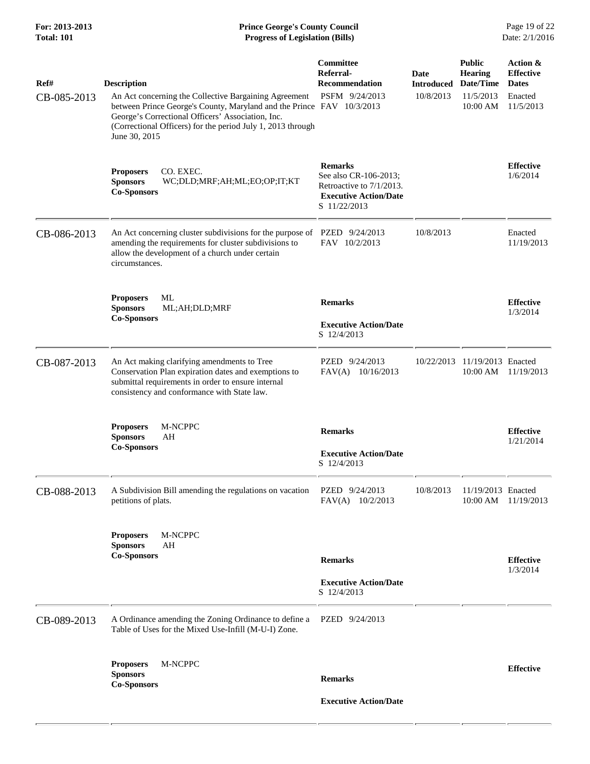| Ref# | Description | Committee Referral-Recommendation | Date Introduced | Public Hearing Date/Time | Action & Effective Dates |
|---|---|---|---|---|---|
| CB-085-2013 | An Act concerning the Collective Bargaining Agreement between Prince George's County, Maryland and the Prince George's Correctional Officers' Association, Inc. (Correctional Officers) for the period July 1, 2013 through June 30, 2015 | PSFM 9/24/2013<br>FAV 10/3/2013 | 10/8/2013 | 11/5/2013 10:00 AM | Enacted 11/5/2013 |
| | **Proposers** CO. EXEC.<br>**Sponsors** WC;DLD;MRF;AH;ML;EO;OP;IT;KT<br>**Co-Sponsors** | **Remarks**<br>See also CR-106-2013; Retroactive to 7/1/2013.<br>**Executive Action/Date**<br>S 11/22/2013 | | | **Effective** 1/6/2014 |
| CB-086-2013 | An Act concerning cluster subdivisions for the purpose of amending the requirements for cluster subdivisions to allow the development of a church under certain circumstances. | PZED 9/24/2013<br>FAV 10/2/2013 | 10/8/2013 | | Enacted 11/19/2013 |
| | **Proposers** ML<br>**Sponsors** ML;AH;DLD;MRF<br>**Co-Sponsors** | **Remarks**<br>**Executive Action/Date**<br>S 12/4/2013 | | | **Effective** 1/3/2014 |
| CB-087-2013 | An Act making clarifying amendments to Tree Conservation Plan expiration dates and exemptions to submittal requirements in order to ensure internal consistency and conformance with State law. | PZED 9/24/2013<br>FAV(A) 10/16/2013 | 10/22/2013 | 11/19/2013 10:00 AM | Enacted 11/19/2013 |
| | **Proposers** M-NCPPC<br>**Sponsors** AH<br>**Co-Sponsors** | **Remarks**<br>**Executive Action/Date**<br>S 12/4/2013 | | | **Effective** 1/21/2014 |
| CB-088-2013 | A Subdivision Bill amending the regulations on vacation petitions of plats. | PZED 9/24/2013<br>FAV(A) 10/2/2013 | 10/8/2013 | 11/19/2013 10:00 AM | Enacted 11/19/2013 |
| | **Proposers** M-NCPPC<br>**Sponsors** AH<br>**Co-Sponsors** | **Remarks**<br>**Executive Action/Date**<br>S 12/4/2013 | | | **Effective** 1/3/2014 |
| CB-089-2013 | A Ordinance amending the Zoning Ordinance to define a Table of Uses for the Mixed Use-Infill (M-U-I) Zone. | PZED 9/24/2013 | | | |
| | **Proposers** M-NCPPC<br>**Sponsors**<br>**Co-Sponsors** | **Remarks**<br>**Executive Action/Date** | | | **Effective** |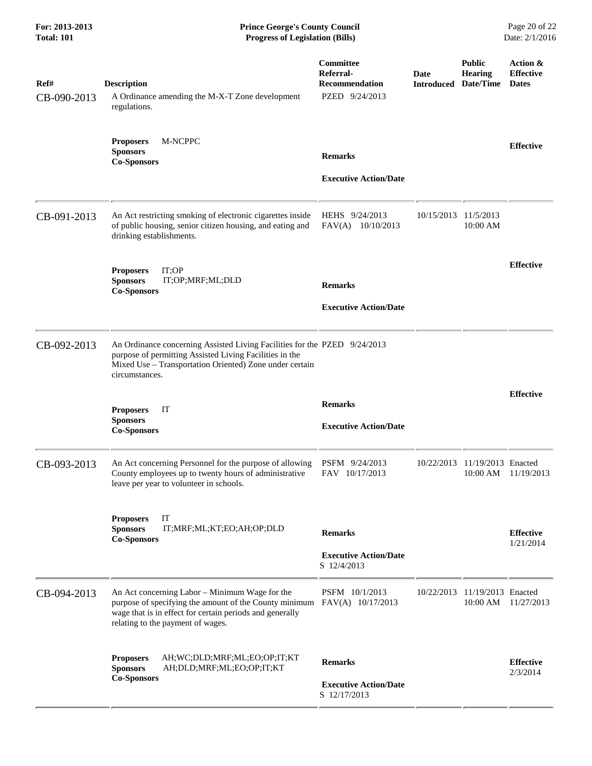| Ref# | Description | Committee Referral-Recommendation | Date Introduced | Public Hearing Date/Time | Action & Effective Dates |
|---|---|---|---|---|---|
| CB-090-2013 | A Ordinance amending the M-X-T Zone development regulations. | PZED 9/24/2013 | | | |
| | **Proposers** M-NCPPC<br>**Sponsors**<br>**Co-Sponsors** | **Remarks**<br><br>**Executive Action/Date** | | | **Effective** |
| CB-091-2013 | An Act restricting smoking of electronic cigarettes inside of public housing, senior citizen housing, and eating and drinking establishments. | HEHS 9/24/2013<br>FAV(A) 10/10/2013 | 10/15/2013 | 11/5/2013 10:00 AM | |
| | **Proposers** IT;OP<br>**Sponsors** IT;OP;MRF;ML;DLD<br>**Co-Sponsors** | **Remarks**<br><br>**Executive Action/Date** | | | **Effective** |
| CB-092-2013 | An Ordinance concerning Assisted Living Facilities for the purpose of permitting Assisted Living Facilities in the Mixed Use – Transportation Oriented) Zone under certain circumstances. | PZED 9/24/2013 | | | |
| | **Proposers** IT<br>**Sponsors**<br>**Co-Sponsors** | **Remarks**<br><br>**Executive Action/Date** | | | **Effective** |
| CB-093-2013 | An Act concerning Personnel for the purpose of allowing County employees up to twenty hours of administrative leave per year to volunteer in schools. | PSFM 9/24/2013<br>FAV 10/17/2013 | 10/22/2013 | 11/19/2013 10:00 AM | Enacted 11/19/2013 |
| | **Proposers** IT<br>**Sponsors** IT;MRF;ML;KT;EO;AH;OP;DLD<br>**Co-Sponsors** | **Remarks**<br><br>**Executive Action/Date**<br>S 12/4/2013 | | | **Effective** 1/21/2014 |
| CB-094-2013 | An Act concerning Labor – Minimum Wage for the purpose of specifying the amount of the County minimum wage that is in effect for certain periods and generally relating to the payment of wages. | PSFM 10/1/2013<br>FAV(A) 10/17/2013 | 10/22/2013 | 11/19/2013 10:00 AM | Enacted 11/27/2013 |
| | **Proposers** AH;WC;DLD;MRF;ML;EO;OP;IT;KT<br>**Sponsors** AH;DLD;MRF;ML;EO;OP;IT;KT<br>**Co-Sponsors** | **Remarks**<br><br>**Executive Action/Date**<br>S 12/17/2013 | | | **Effective** 2/3/2014 |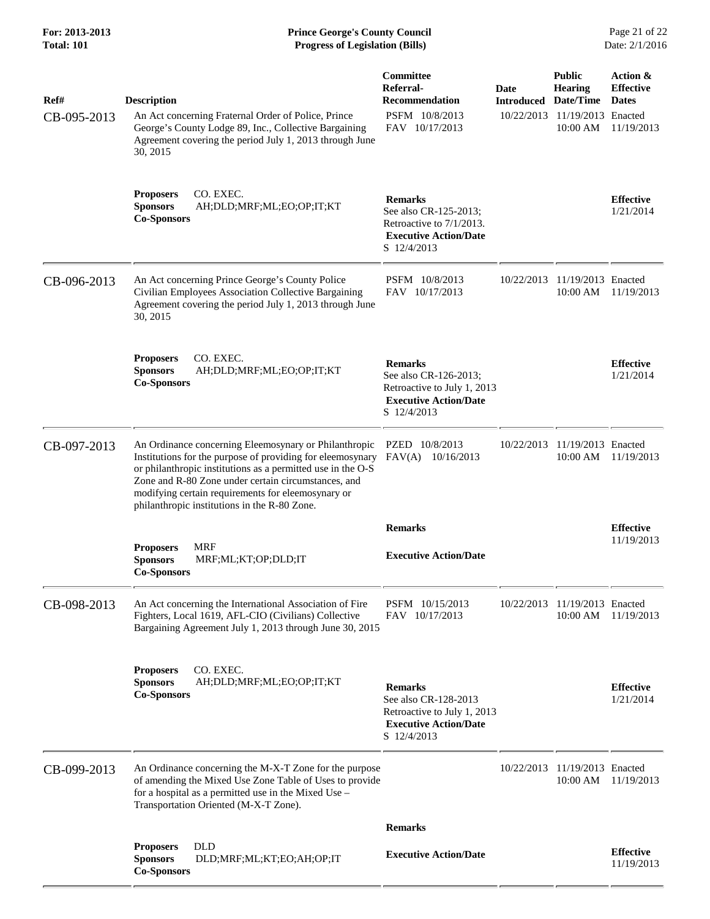| Ref# | Description | Committee Referral-Recommendation | Date Introduced | Public Hearing Date/Time | Action & Effective Dates |
|---|---|---|---|---|---|
| CB-095-2013 | An Act concerning Fraternal Order of Police, Prince George's County Lodge 89, Inc., Collective Bargaining Agreement covering the period July 1, 2013 through June 30, 2015 | PSFM 10/8/2013<br>FAV 10/17/2013 | 10/22/2013 | 11/19/2013 10:00 AM | Enacted 11/19/2013 |
| | **Proposers** CO. EXEC.<br>**Sponsors** AH;DLD;MRF;ML;EO;OP;IT;KT<br>**Co-Sponsors** | **Remarks**<br>See also CR-125-2013; Retroactive to 7/1/2013.<br>**Executive Action/Date**<br>S 12/4/2013 | | | **Effective**<br>1/21/2014 |
| CB-096-2013 | An Act concerning Prince George's County Police Civilian Employees Association Collective Bargaining Agreement covering the period July 1, 2013 through June 30, 2015 | PSFM 10/8/2013<br>FAV 10/17/2013 | 10/22/2013 | 11/19/2013 10:00 AM | Enacted 11/19/2013 |
| | **Proposers** CO. EXEC.<br>**Sponsors** AH;DLD;MRF;ML;EO;OP;IT;KT<br>**Co-Sponsors** | **Remarks**<br>See also CR-126-2013; Retroactive to July 1, 2013<br>**Executive Action/Date**<br>S 12/4/2013 | | | **Effective**<br>1/21/2014 |
| CB-097-2013 | An Ordinance concerning Eleemosynary or Philanthropic Institutions for the purpose of providing for eleemosynary or philanthropic institutions as a permitted use in the O-S Zone and R-80 Zone under certain circumstances, and modifying certain requirements for eleemosynary or philanthropic institutions in the R-80 Zone. | PZED 10/8/2013<br>FAV(A) 10/16/2013 | 10/22/2013 | 11/19/2013 10:00 AM | Enacted 11/19/2013 |
| | **Proposers** MRF<br>**Sponsors** MRF;ML;KT;OP;DLD;IT<br>**Co-Sponsors** | **Remarks**<br>**Executive Action/Date** | | | **Effective**<br>11/19/2013 |
| CB-098-2013 | An Act concerning the International Association of Fire Fighters, Local 1619, AFL-CIO (Civilians) Collective Bargaining Agreement July 1, 2013 through June 30, 2015 | PSFM 10/15/2013<br>FAV 10/17/2013 | 10/22/2013 | 11/19/2013 10:00 AM | Enacted 11/19/2013 |
| | **Proposers** CO. EXEC.<br>**Sponsors** AH;DLD;MRF;ML;EO;OP;IT;KT<br>**Co-Sponsors** | **Remarks**<br>See also CR-128-2013 Retroactive to July 1, 2013<br>**Executive Action/Date**<br>S 12/4/2013 | | | **Effective**<br>1/21/2014 |
| CB-099-2013 | An Ordinance concerning the M-X-T Zone for the purpose of amending the Mixed Use Zone Table of Uses to provide for a hospital as a permitted use in the Mixed Use – Transportation Oriented (M-X-T Zone). | | 10/22/2013 | 11/19/2013 10:00 AM | Enacted 11/19/2013 |
| | **Proposers** DLD<br>**Sponsors** DLD;MRF;ML;KT;EO;AH;OP;IT<br>**Co-Sponsors** | **Remarks**<br>**Executive Action/Date** | | | **Effective**<br>11/19/2013 |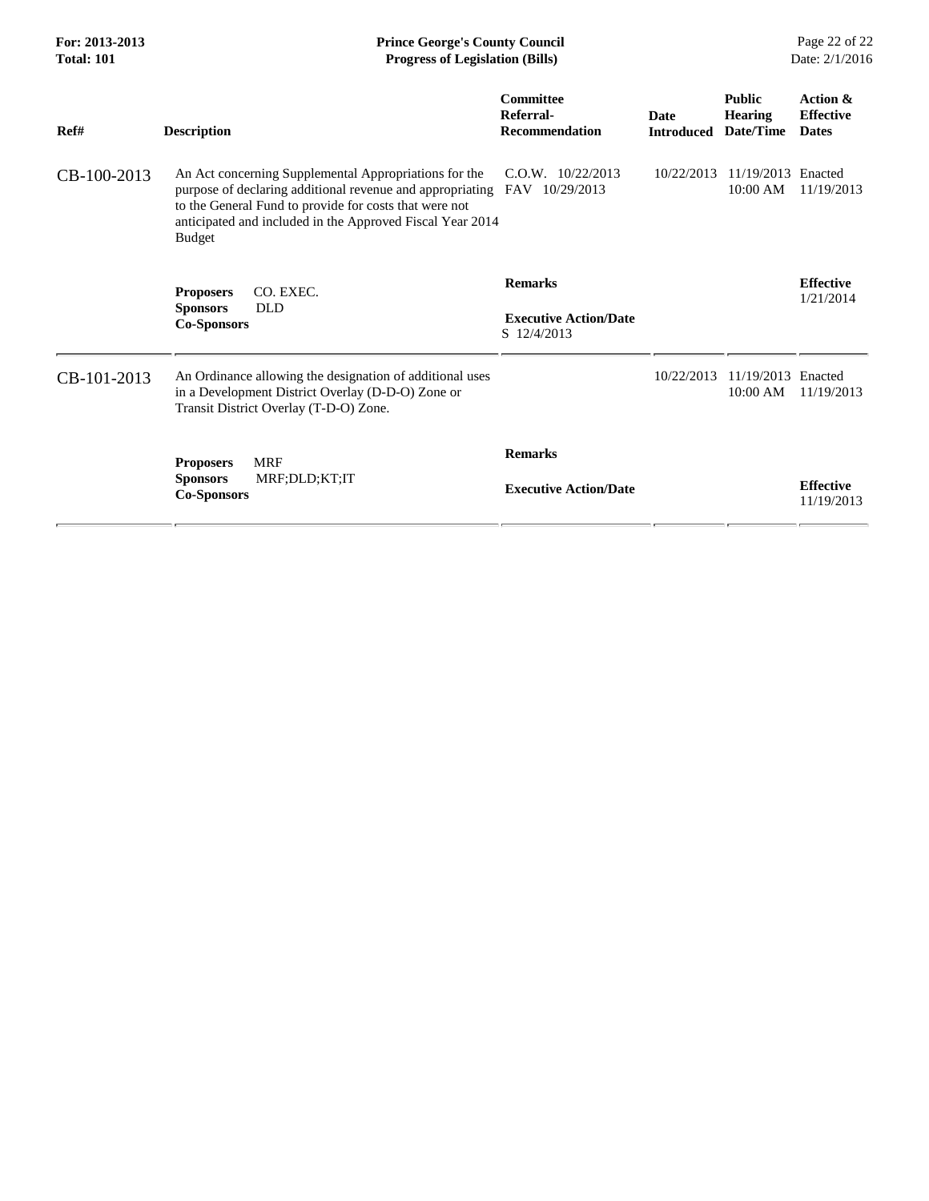| Ref# | Description | Committee Referral-Recommendation | Date Introduced | Public Hearing Date/Time | Action & Effective Dates |
|---|---|---|---|---|---|
| CB-100-2013 | An Act concerning Supplemental Appropriations for the purpose of declaring additional revenue and appropriating to the General Fund to provide for costs that were not anticipated and included in the Approved Fiscal Year 2014 Budget | C.O.W. 10/22/2013<br>FAV 10/29/2013 | 10/22/2013 | 11/19/2013<br>10:00 AM | Enacted<br>11/19/2013 |
| | **Proposers** CO. EXEC.<br>**Sponsors** DLD<br>**Co-Sponsors** | **Remarks**<br><br>**Executive Action/Date**<br>S 12/4/2013 | | | **Effective**<br>1/21/2014 |
| CB-101-2013 | An Ordinance allowing the designation of additional uses in a Development District Overlay (D-D-O) Zone or Transit District Overlay (T-D-O) Zone. | | 10/22/2013 | 11/19/2013<br>10:00 AM | Enacted<br>11/19/2013 |
| | **Proposers** MRF<br>**Sponsors** MRF;DLD;KT;IT<br>**Co-Sponsors** | **Remarks**<br><br>**Executive Action/Date** | | | **Effective**<br>11/19/2013 |